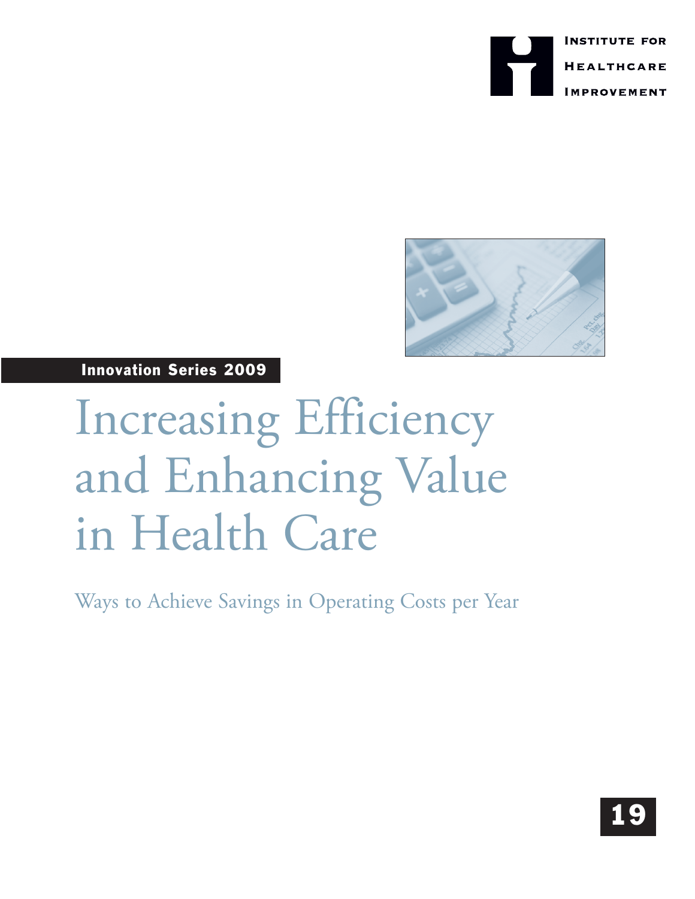INSTITUTE FOR HEALTHCARE IMPROVEMENT

**Innovation Series 2009**

# Increasing Efficiency and Enhancing Value in Health Care

Ways to Achieve Savings in Operating Costs per Year

**19**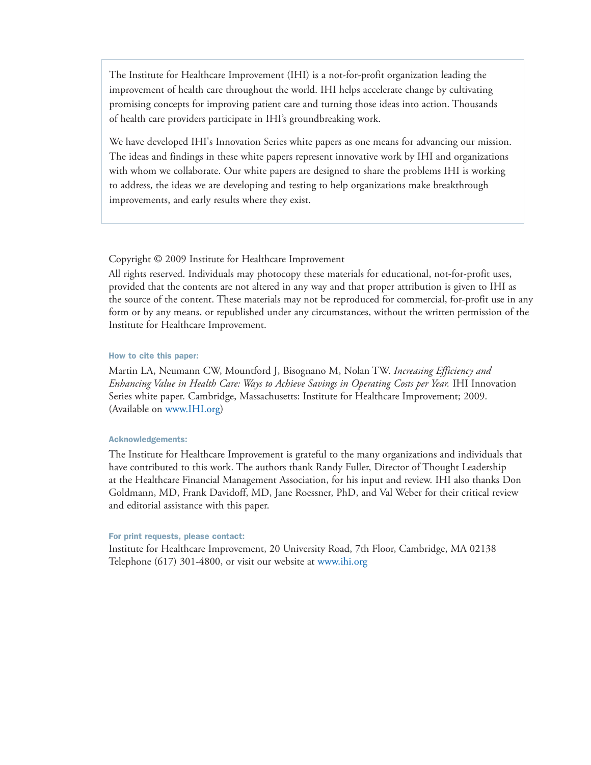The Institute for Healthcare Improvement (IHI) is a not-for-profit organization leading the improvement of health care throughout the world. IHI helps accelerate change by cultivating promising concepts for improving patient care and turning those ideas into action. Thousands of health care providers participate in IHI's groundbreaking work.

We have developed IHI's Innovation Series white papers as one means for advancing our mission. The ideas and findings in these white papers represent innovative work by IHI and organizations with whom we collaborate. Our white papers are designed to share the problems IHI is working to address, the ideas we are developing and testing to help organizations make breakthrough improvements, and early results where they exist.

Copyright © 2009 Institute for Healthcare Improvement

All rights reserved. Individuals may photocopy these materials for educational, not-for-profit uses, provided that the contents are not altered in any way and that proper attribution is given to IHI as the source of the content. These materials may not be reproduced for commercial, for-profit use in any form or by any means, or republished under any circumstances, without the written permission of the Institute for Healthcare Improvement.

**How to cite this paper:**

Martin LA, Neumann CW, Mountford J, Bisognano M, Nolan TW. *Increasing Efficiency and Enhancing Value in Health Care: Ways to Achieve Savings in Operating Costs per Year.* IHI Innovation Series white paper. Cambridge, Massachusetts: Institute for Healthcare Improvement; 2009. (Available on www.IHI.org)

**Acknowledgements:**

The Institute for Healthcare Improvement is grateful to the many organizations and individuals that have contributed to this work. The authors thank Randy Fuller, Director of Thought Leadership at the Healthcare Financial Management Association, for his input and review. IHI also thanks Don Goldmann, MD, Frank Davidoff, MD, Jane Roessner, PhD, and Val Weber for their critical review and editorial assistance with this paper.

**For print requests, please contact:**

Institute for Healthcare Improvement, 20 University Road, 7th Floor, Cambridge, MA 02138
Telephone (617) 301-4800, or visit our website at www.ihi.org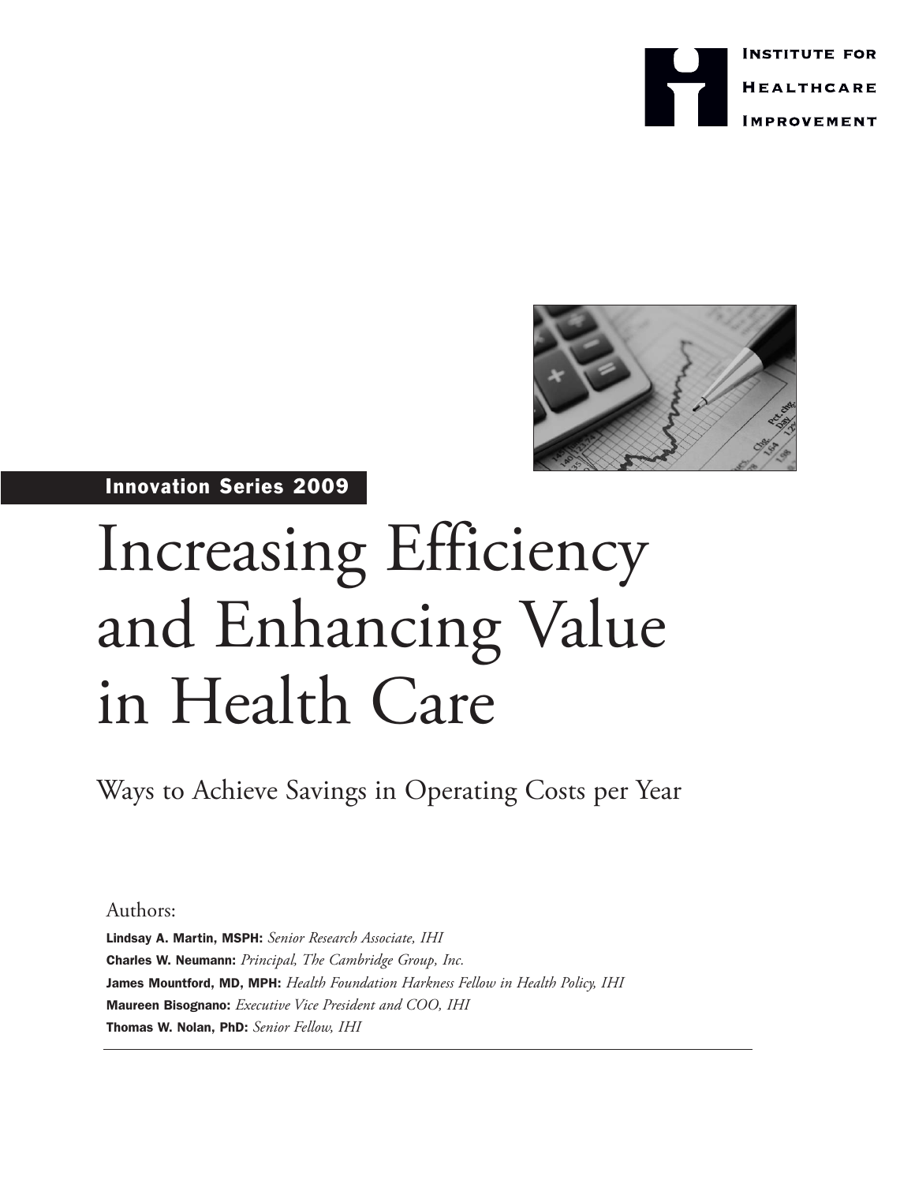INSTITUTE FOR HEALTHCARE IMPROVEMENT

**Innovation Series 2009**

# Increasing Efficiency and Enhancing Value in Health Care

## Ways to Achieve Savings in Operating Costs per Year

Authors:

**Lindsay A. Martin, MSPH:** *Senior Research Associate, IHI*
**Charles W. Neumann:** *Principal, The Cambridge Group, Inc.*
**James Mountford, MD, MPH:** *Health Foundation Harkness Fellow in Health Policy, IHI*
**Maureen Bisognano:** *Executive Vice President and COO, IHI*
**Thomas W. Nolan, PhD:** *Senior Fellow, IHI*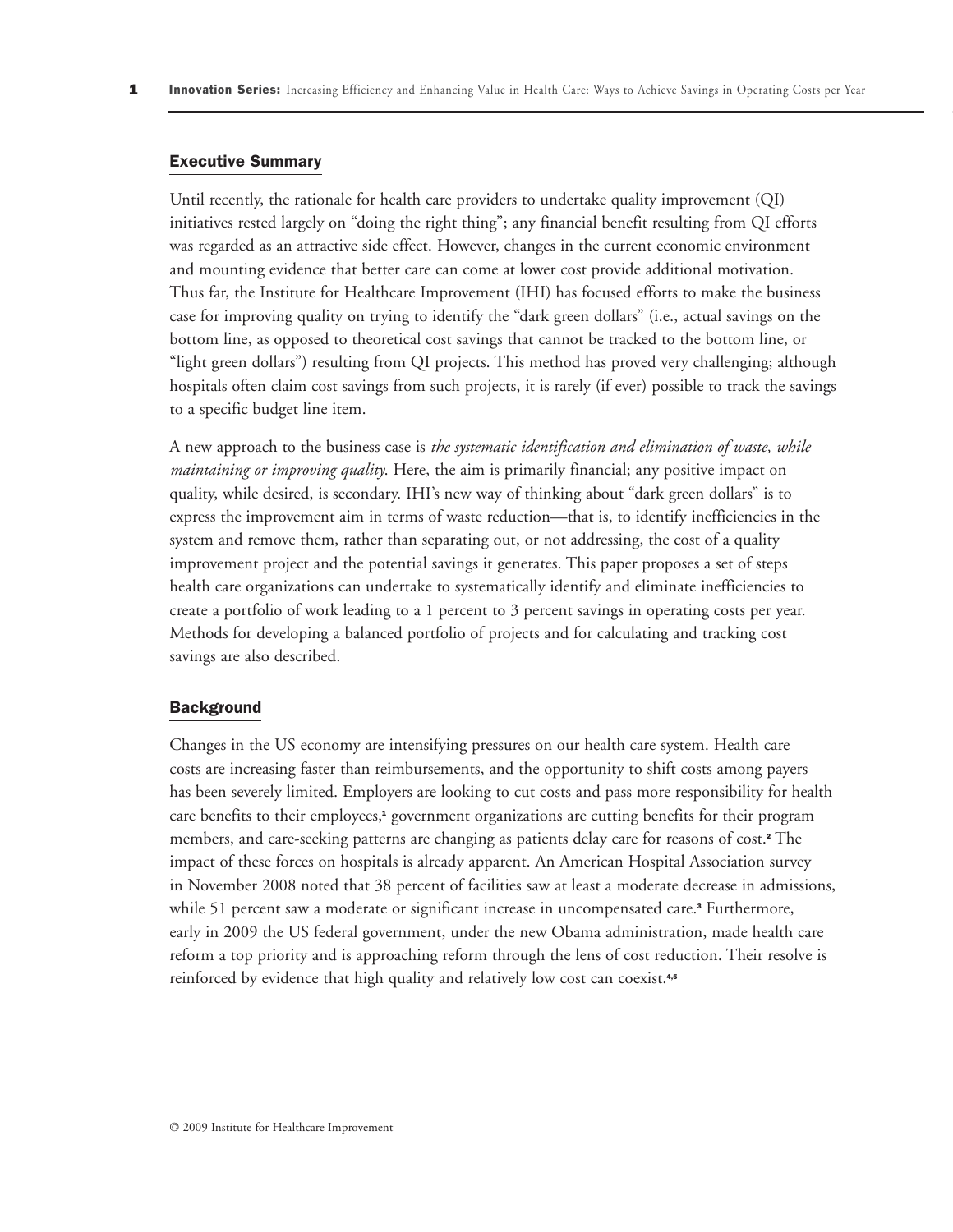## Executive Summary

Until recently, the rationale for health care providers to undertake quality improvement (QI) initiatives rested largely on "doing the right thing"; any financial benefit resulting from QI efforts was regarded as an attractive side effect. However, changes in the current economic environment and mounting evidence that better care can come at lower cost provide additional motivation. Thus far, the Institute for Healthcare Improvement (IHI) has focused efforts to make the business case for improving quality on trying to identify the "dark green dollars" (i.e., actual savings on the bottom line, as opposed to theoretical cost savings that cannot be tracked to the bottom line, or "light green dollars") resulting from QI projects. This method has proved very challenging; although hospitals often claim cost savings from such projects, it is rarely (if ever) possible to track the savings to a specific budget line item.

A new approach to the business case is *the systematic identification and elimination of waste, while maintaining or improving quality*. Here, the aim is primarily financial; any positive impact on quality, while desired, is secondary. IHI's new way of thinking about "dark green dollars" is to express the improvement aim in terms of waste reduction—that is, to identify inefficiencies in the system and remove them, rather than separating out, or not addressing, the cost of a quality improvement project and the potential savings it generates. This paper proposes a set of steps health care organizations can undertake to systematically identify and eliminate inefficiencies to create a portfolio of work leading to a 1 percent to 3 percent savings in operating costs per year. Methods for developing a balanced portfolio of projects and for calculating and tracking cost savings are also described.

## Background

Changes in the US economy are intensifying pressures on our health care system. Health care costs are increasing faster than reimbursements, and the opportunity to shift costs among payers has been severely limited. Employers are looking to cut costs and pass more responsibility for health care benefits to their employees,[1] government organizations are cutting benefits for their program members, and care-seeking patterns are changing as patients delay care for reasons of cost.[2] The impact of these forces on hospitals is already apparent. An American Hospital Association survey in November 2008 noted that 38 percent of facilities saw at least a moderate decrease in admissions, while 51 percent saw a moderate or significant increase in uncompensated care.[3] Furthermore, early in 2009 the US federal government, under the new Obama administration, made health care reform a top priority and is approaching reform through the lens of cost reduction. Their resolve is reinforced by evidence that high quality and relatively low cost can coexist.[4,5]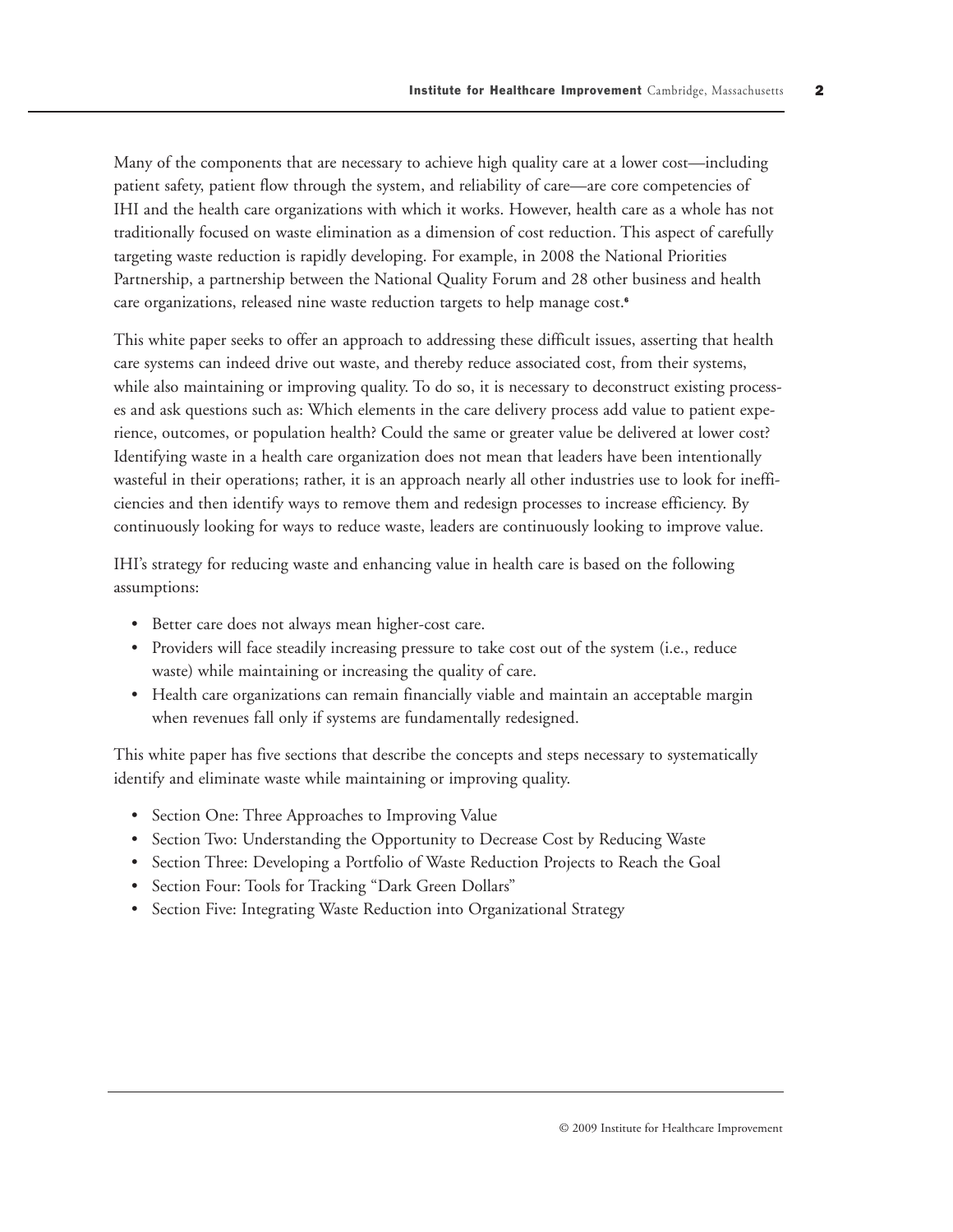Many of the components that are necessary to achieve high quality care at a lower cost—including patient safety, patient flow through the system, and reliability of care—are core competencies of IHI and the health care organizations with which it works. However, health care as a whole has not traditionally focused on waste elimination as a dimension of cost reduction. This aspect of carefully targeting waste reduction is rapidly developing. For example, in 2008 the National Priorities Partnership, a partnership between the National Quality Forum and 28 other business and health care organizations, released nine waste reduction targets to help manage cost.[6]

This white paper seeks to offer an approach to addressing these difficult issues, asserting that health care systems can indeed drive out waste, and thereby reduce associated cost, from their systems, while also maintaining or improving quality. To do so, it is necessary to deconstruct existing processes and ask questions such as: Which elements in the care delivery process add value to patient experience, outcomes, or population health? Could the same or greater value be delivered at lower cost? Identifying waste in a health care organization does not mean that leaders have been intentionally wasteful in their operations; rather, it is an approach nearly all other industries use to look for inefficiencies and then identify ways to remove them and redesign processes to increase efficiency. By continuously looking for ways to reduce waste, leaders are continuously looking to improve value.

IHI's strategy for reducing waste and enhancing value in health care is based on the following assumptions:

- Better care does not always mean higher-cost care.
- Providers will face steadily increasing pressure to take cost out of the system (i.e., reduce waste) while maintaining or increasing the quality of care.
- Health care organizations can remain financially viable and maintain an acceptable margin when revenues fall only if systems are fundamentally redesigned.

This white paper has five sections that describe the concepts and steps necessary to systematically identify and eliminate waste while maintaining or improving quality.

- Section One: Three Approaches to Improving Value
- Section Two: Understanding the Opportunity to Decrease Cost by Reducing Waste
- Section Three: Developing a Portfolio of Waste Reduction Projects to Reach the Goal
- Section Four: Tools for Tracking "Dark Green Dollars"
- Section Five: Integrating Waste Reduction into Organizational Strategy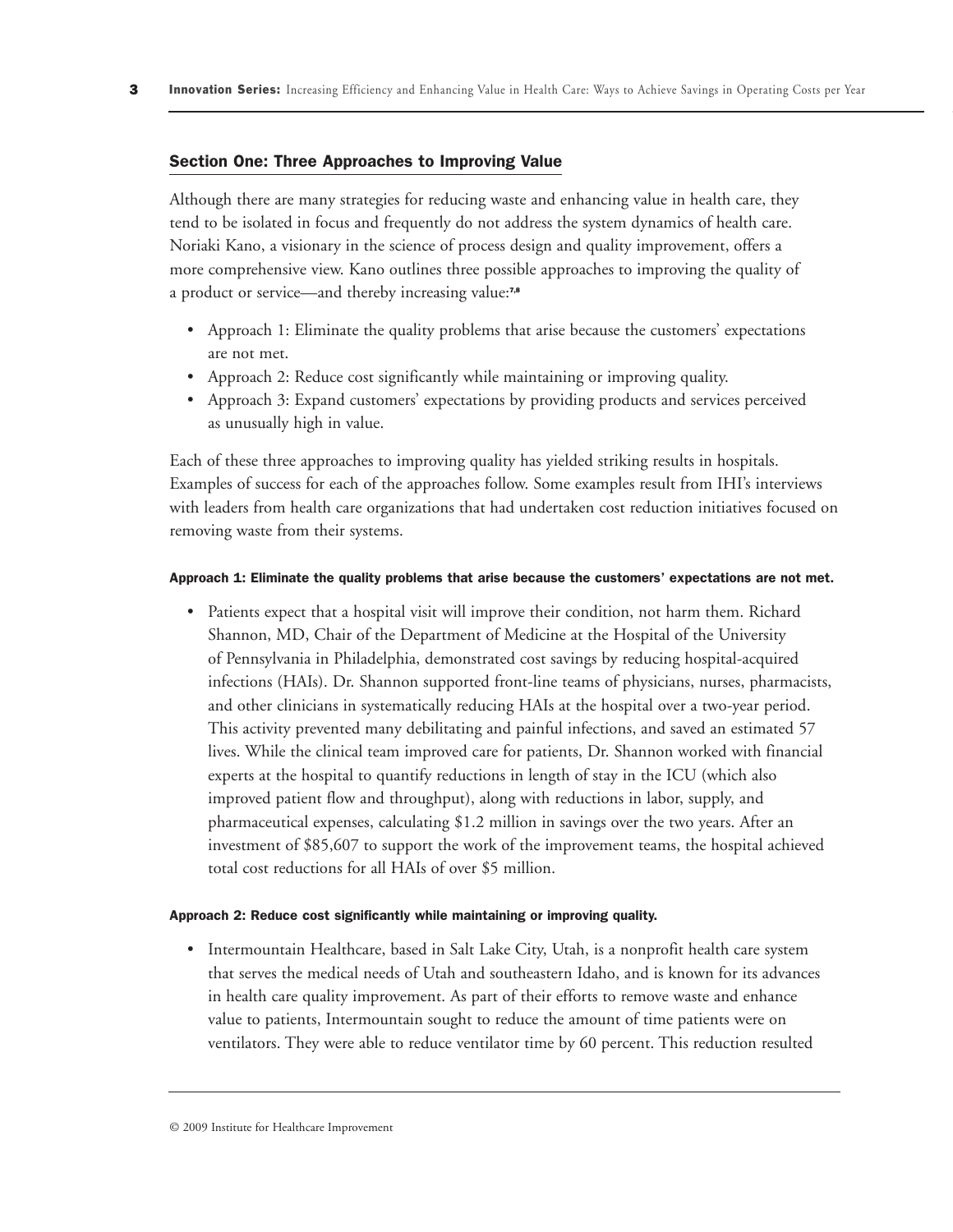## Section One: Three Approaches to Improving Value

Although there are many strategies for reducing waste and enhancing value in health care, they tend to be isolated in focus and frequently do not address the system dynamics of health care. Noriaki Kano, a visionary in the science of process design and quality improvement, offers a more comprehensive view. Kano outlines three possible approaches to improving the quality of a product or service—and thereby increasing value:[7,8]

- Approach 1: Eliminate the quality problems that arise because the customers' expectations are not met.
- Approach 2: Reduce cost significantly while maintaining or improving quality.
- Approach 3: Expand customers' expectations by providing products and services perceived as unusually high in value.

Each of these three approaches to improving quality has yielded striking results in hospitals. Examples of success for each of the approaches follow. Some examples result from IHI's interviews with leaders from health care organizations that had undertaken cost reduction initiatives focused on removing waste from their systems.

#### Approach 1: Eliminate the quality problems that arise because the customers' expectations are not met.

- Patients expect that a hospital visit will improve their condition, not harm them. Richard Shannon, MD, Chair of the Department of Medicine at the Hospital of the University of Pennsylvania in Philadelphia, demonstrated cost savings by reducing hospital-acquired infections (HAIs). Dr. Shannon supported front-line teams of physicians, nurses, pharmacists, and other clinicians in systematically reducing HAIs at the hospital over a two-year period. This activity prevented many debilitating and painful infections, and saved an estimated 57 lives. While the clinical team improved care for patients, Dr. Shannon worked with financial experts at the hospital to quantify reductions in length of stay in the ICU (which also improved patient flow and throughput), along with reductions in labor, supply, and pharmaceutical expenses, calculating $1.2 million in savings over the two years. After an investment of $85,607 to support the work of the improvement teams, the hospital achieved total cost reductions for all HAIs of over $5 million.

#### Approach 2: Reduce cost significantly while maintaining or improving quality.

- Intermountain Healthcare, based in Salt Lake City, Utah, is a nonprofit health care system that serves the medical needs of Utah and southeastern Idaho, and is known for its advances in health care quality improvement. As part of their efforts to remove waste and enhance value to patients, Intermountain sought to reduce the amount of time patients were on ventilators. They were able to reduce ventilator time by 60 percent. This reduction resulted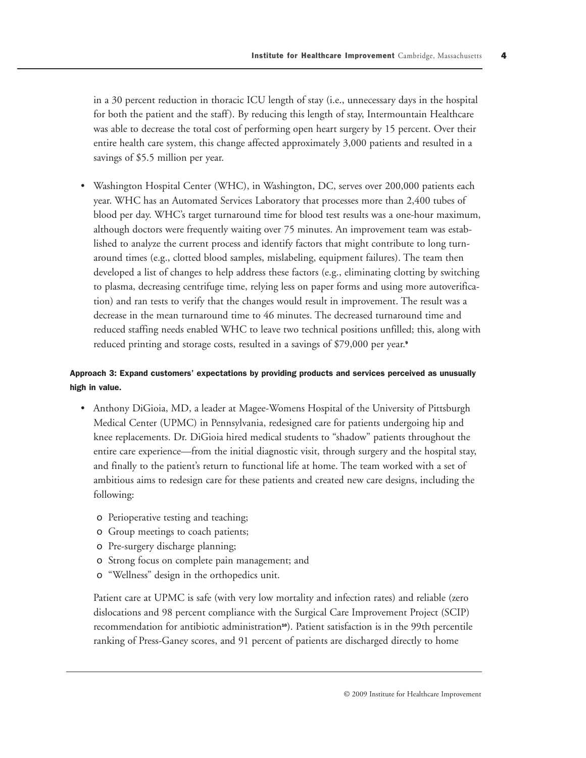in a 30 percent reduction in thoracic ICU length of stay (i.e., unnecessary days in the hospital for both the patient and the staff). By reducing this length of stay, Intermountain Healthcare was able to decrease the total cost of performing open heart surgery by 15 percent. Over their entire health care system, this change affected approximately 3,000 patients and resulted in a savings of $5.5 million per year.

- Washington Hospital Center (WHC), in Washington, DC, serves over 200,000 patients each year. WHC has an Automated Services Laboratory that processes more than 2,400 tubes of blood per day. WHC's target turnaround time for blood test results was a one-hour maximum, although doctors were frequently waiting over 75 minutes. An improvement team was established to analyze the current process and identify factors that might contribute to long turnaround times (e.g., clotted blood samples, mislabeling, equipment failures). The team then developed a list of changes to help address these factors (e.g., eliminating clotting by switching to plasma, decreasing centrifuge time, relying less on paper forms and using more autoverification) and ran tests to verify that the changes would result in improvement. The result was a decrease in the mean turnaround time to 46 minutes. The decreased turnaround time and reduced staffing needs enabled WHC to leave two technical positions unfilled; this, along with reduced printing and storage costs, resulted in a savings of $79,000 per year.[9]

**Approach 3: Expand customers' expectations by providing products and services perceived as unusually high in value.**

- Anthony DiGioia, MD, a leader at Magee-Womens Hospital of the University of Pittsburgh Medical Center (UPMC) in Pennsylvania, redesigned care for patients undergoing hip and knee replacements. Dr. DiGioia hired medical students to "shadow" patients throughout the entire care experience—from the initial diagnostic visit, through surgery and the hospital stay, and finally to the patient's return to functional life at home. The team worked with a set of ambitious aims to redesign care for these patients and created new care designs, including the following:

  - Perioperative testing and teaching;
  - Group meetings to coach patients;
  - Pre-surgery discharge planning;
  - Strong focus on complete pain management; and
  - "Wellness" design in the orthopedics unit.

  Patient care at UPMC is safe (with very low mortality and infection rates) and reliable (zero dislocations and 98 percent compliance with the Surgical Care Improvement Project (SCIP) recommendation for antibiotic administration[10]). Patient satisfaction is in the 99th percentile ranking of Press-Ganey scores, and 91 percent of patients are discharged directly to home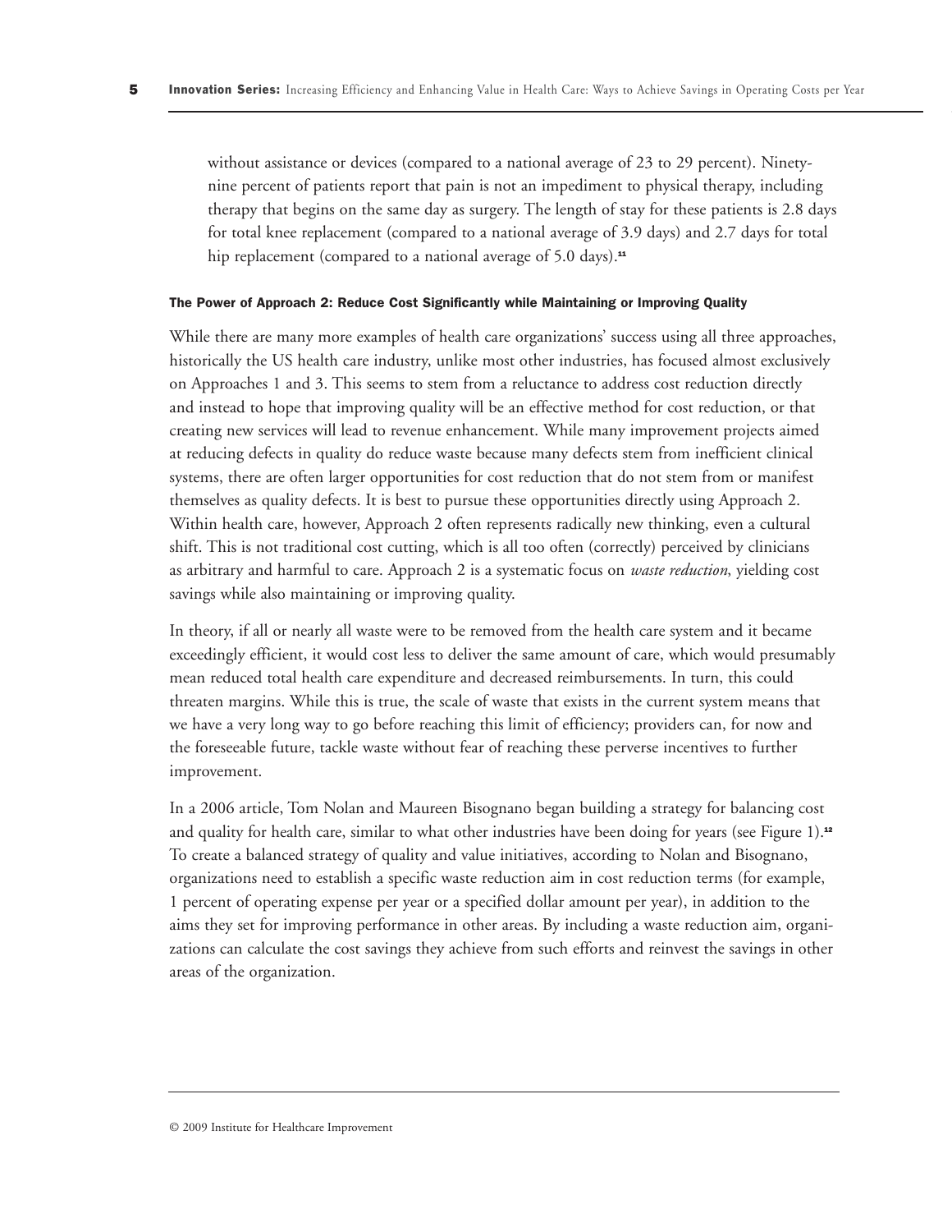without assistance or devices (compared to a national average of 23 to 29 percent). Ninety-nine percent of patients report that pain is not an impediment to physical therapy, including therapy that begins on the same day as surgery. The length of stay for these patients is 2.8 days for total knee replacement (compared to a national average of 3.9 days) and 2.7 days for total hip replacement (compared to a national average of 5.0 days).[11]

#### The Power of Approach 2: Reduce Cost Significantly while Maintaining or Improving Quality

While there are many more examples of health care organizations' success using all three approaches, historically the US health care industry, unlike most other industries, has focused almost exclusively on Approaches 1 and 3. This seems to stem from a reluctance to address cost reduction directly and instead to hope that improving quality will be an effective method for cost reduction, or that creating new services will lead to revenue enhancement. While many improvement projects aimed at reducing defects in quality do reduce waste because many defects stem from inefficient clinical systems, there are often larger opportunities for cost reduction that do not stem from or manifest themselves as quality defects. It is best to pursue these opportunities directly using Approach 2. Within health care, however, Approach 2 often represents radically new thinking, even a cultural shift. This is not traditional cost cutting, which is all too often (correctly) perceived by clinicians as arbitrary and harmful to care. Approach 2 is a systematic focus on *waste reduction*, yielding cost savings while also maintaining or improving quality.

In theory, if all or nearly all waste were to be removed from the health care system and it became exceedingly efficient, it would cost less to deliver the same amount of care, which would presumably mean reduced total health care expenditure and decreased reimbursements. In turn, this could threaten margins. While this is true, the scale of waste that exists in the current system means that we have a very long way to go before reaching this limit of efficiency; providers can, for now and the foreseeable future, tackle waste without fear of reaching these perverse incentives to further improvement.

In a 2006 article, Tom Nolan and Maureen Bisognano began building a strategy for balancing cost and quality for health care, similar to what other industries have been doing for years (see Figure 1).[12] To create a balanced strategy of quality and value initiatives, according to Nolan and Bisognano, organizations need to establish a specific waste reduction aim in cost reduction terms (for example, 1 percent of operating expense per year or a specified dollar amount per year), in addition to the aims they set for improving performance in other areas. By including a waste reduction aim, organizations can calculate the cost savings they achieve from such efforts and reinvest the savings in other areas of the organization.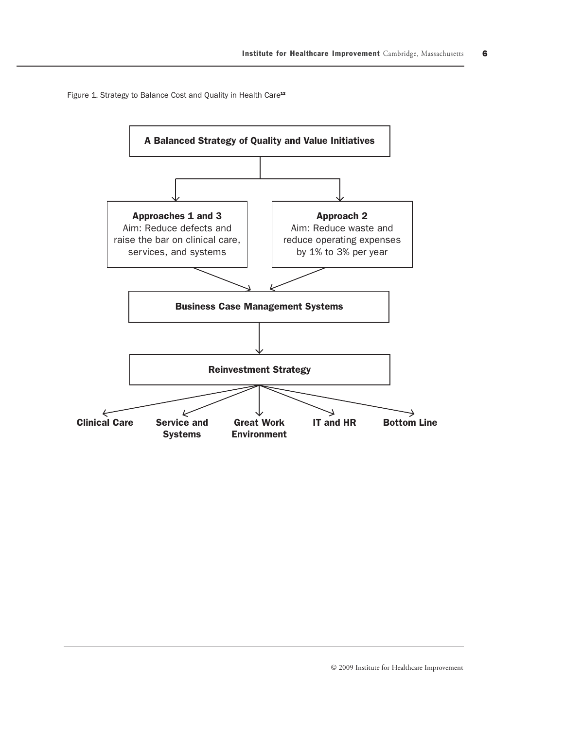Figure 1. Strategy to Balance Cost and Quality in Health Care[12]

**A Balanced Strategy of Quality and Value Initiatives**

**Approaches 1 and 3**
Aim: Reduce defects and raise the bar on clinical care, services, and systems

**Approach 2**
Aim: Reduce waste and reduce operating expenses by 1% to 3% per year

**Business Case Management Systems**

**Reinvestment Strategy**

**Clinical Care** | **Service and Systems** | **Great Work Environment** | **IT and HR** | **Bottom Line**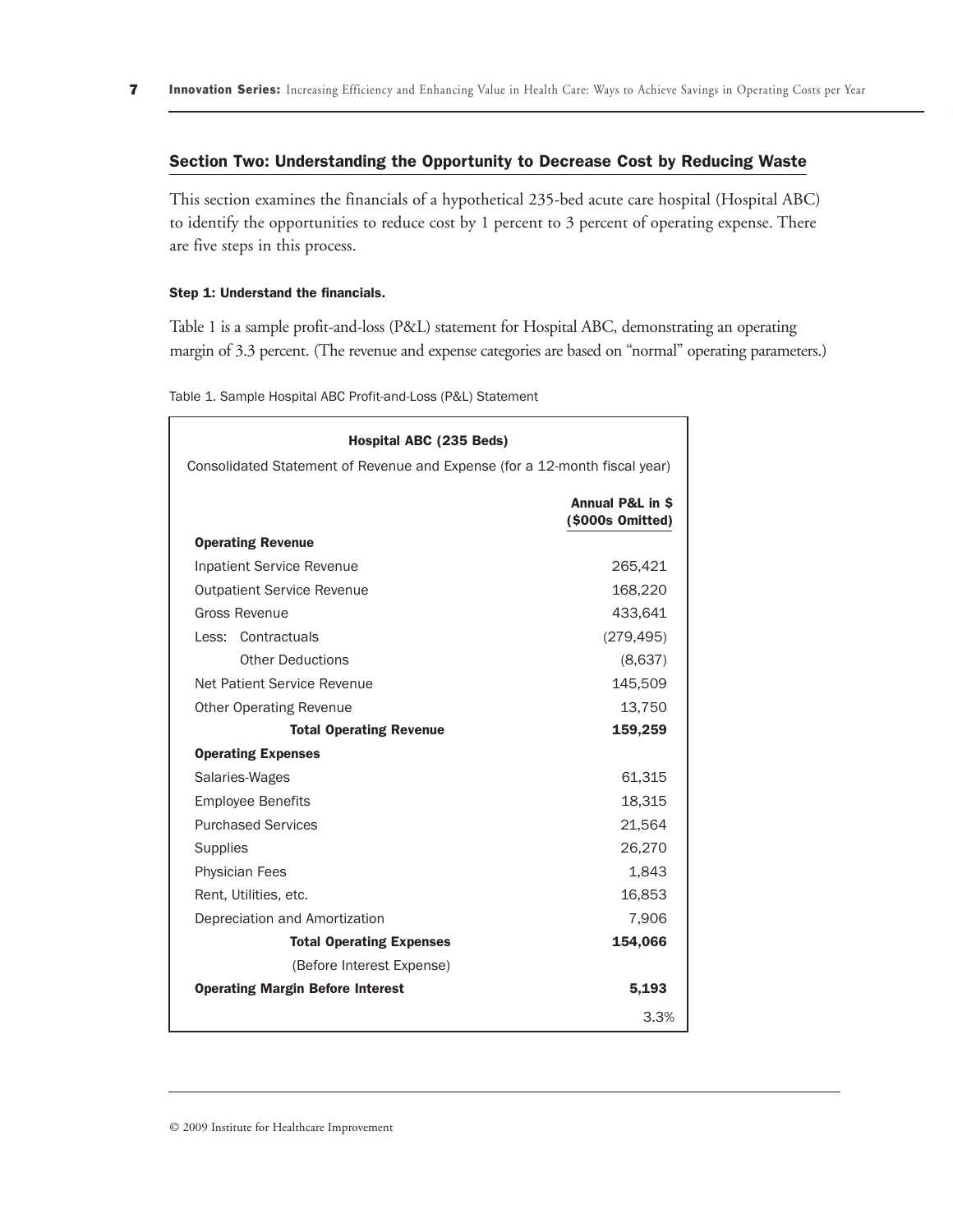## Section Two: Understanding the Opportunity to Decrease Cost by Reducing Waste

This section examines the financials of a hypothetical 235-bed acute care hospital (Hospital ABC) to identify the opportunities to reduce cost by 1 percent to 3 percent of operating expense. There are five steps in this process.

#### Step 1: Understand the financials.

Table 1 is a sample profit-and-loss (P&L) statement for Hospital ABC, demonstrating an operating margin of 3.3 percent. (The revenue and expense categories are based on "normal" operating parameters.)

Table 1. Sample Hospital ABC Profit-and-Loss (P&L) Statement

| Hospital ABC (235 Beds)<br>Consolidated Statement of Revenue and Expense (for a 12-month fiscal year) | Annual P&L in $<br>($000s Omitted) |
|---|---|
| **Operating Revenue** | |
| Inpatient Service Revenue | 265,421 |
| Outpatient Service Revenue | 168,220 |
| Gross Revenue | 433,641 |
| Less: Contractuals | (279,495) |
| Other Deductions | (8,637) |
| Net Patient Service Revenue | 145,509 |
| Other Operating Revenue | 13,750 |
| **Total Operating Revenue** | **159,259** |
| **Operating Expenses** | |
| Salaries-Wages | 61,315 |
| Employee Benefits | 18,315 |
| Purchased Services | 21,564 |
| Supplies | 26,270 |
| Physician Fees | 1,843 |
| Rent, Utilities, etc. | 16,853 |
| Depreciation and Amortization | 7,906 |
| **Total Operating Expenses** | **154,066** |
| (Before Interest Expense) | |
| **Operating Margin Before Interest** | **5,193** |
| | 3.3% |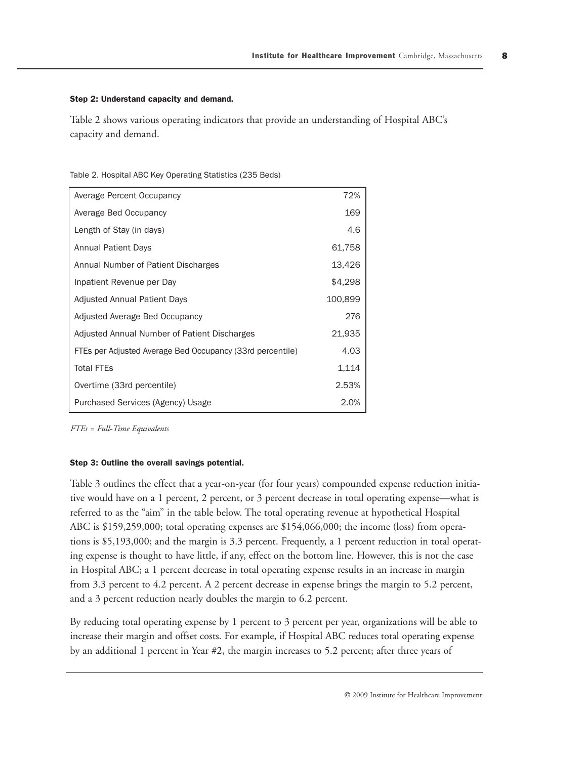#### Step 2: Understand capacity and demand.

Table 2 shows various operating indicators that provide an understanding of Hospital ABC's capacity and demand.

Table 2. Hospital ABC Key Operating Statistics (235 Beds)

| | |
|---|---:|
| Average Percent Occupancy | 72% |
| Average Bed Occupancy | 169 |
| Length of Stay (in days) | 4.6 |
| Annual Patient Days | 61,758 |
| Annual Number of Patient Discharges | 13,426 |
| Inpatient Revenue per Day | $4,298 |
| Adjusted Annual Patient Days | 100,899 |
| Adjusted Average Bed Occupancy | 276 |
| Adjusted Annual Number of Patient Discharges | 21,935 |
| FTEs per Adjusted Average Bed Occupancy (33rd percentile) | 4.03 |
| Total FTEs | 1,114 |
| Overtime (33rd percentile) | 2.53% |
| Purchased Services (Agency) Usage | 2.0% |

*FTEs = Full-Time Equivalents*

#### Step 3: Outline the overall savings potential.

Table 3 outlines the effect that a year-on-year (for four years) compounded expense reduction initiative would have on a 1 percent, 2 percent, or 3 percent decrease in total operating expense—what is referred to as the "aim" in the table below. The total operating revenue at hypothetical Hospital ABC is $159,259,000; total operating expenses are $154,066,000; the income (loss) from operations is $5,193,000; and the margin is 3.3 percent. Frequently, a 1 percent reduction in total operating expense is thought to have little, if any, effect on the bottom line. However, this is not the case in Hospital ABC; a 1 percent decrease in total operating expense results in an increase in margin from 3.3 percent to 4.2 percent. A 2 percent decrease in expense brings the margin to 5.2 percent, and a 3 percent reduction nearly doubles the margin to 6.2 percent.

By reducing total operating expense by 1 percent to 3 percent per year, organizations will be able to increase their margin and offset costs. For example, if Hospital ABC reduces total operating expense by an additional 1 percent in Year #2, the margin increases to 5.2 percent; after three years of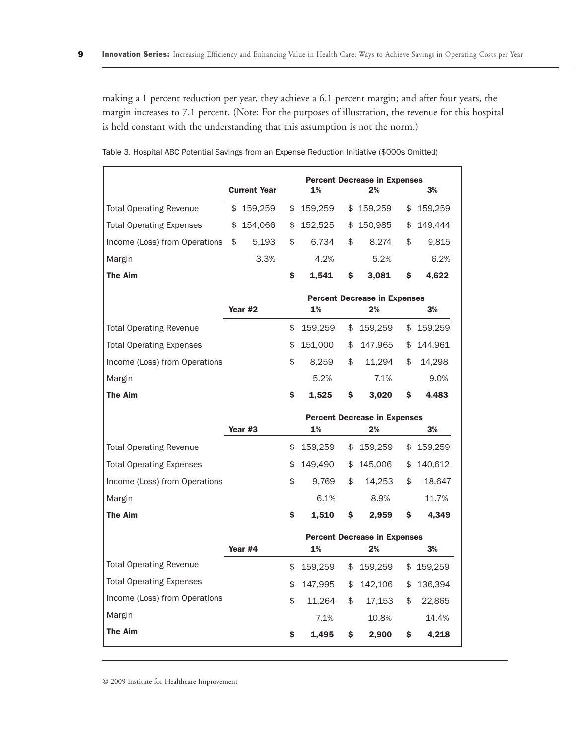making a 1 percent reduction per year, they achieve a 6.1 percent margin; and after four years, the margin increases to 7.1 percent. (Note: For the purposes of illustration, the revenue for this hospital is held constant with the understanding that this assumption is not the norm.)

Table 3. Hospital ABC Potential Savings from an Expense Reduction Initiative ($000s Omitted)

| | | **Percent Decrease in Expenses** | | |
|---|---|---|---|---|
| | **Current Year** | **1%** | **2%** | **3%** |
| Total Operating Revenue | $ 159,259 | $ 159,259 | $ 159,259 | $ 159,259 |
| Total Operating Expenses | $ 154,066 | $ 152,525 | $ 150,985 | $ 149,444 |
| Income (Loss) from Operations | $ 5,193 | $ 6,734 | $ 8,274 | $ 9,815 |
| Margin | 3.3% | 4.2% | 5.2% | 6.2% |
| **The Aim** | | **$ 1,541** | **$ 3,081** | **$ 4,622** |
| | | **Percent Decrease in Expenses** | | |
| | **Year #2** | **1%** | **2%** | **3%** |
| Total Operating Revenue | | $ 159,259 | $ 159,259 | $ 159,259 |
| Total Operating Expenses | | $ 151,000 | $ 147,965 | $ 144,961 |
| Income (Loss) from Operations | | $ 8,259 | $ 11,294 | $ 14,298 |
| Margin | | 5.2% | 7.1% | 9.0% |
| **The Aim** | | **$ 1,525** | **$ 3,020** | **$ 4,483** |
| | | **Percent Decrease in Expenses** | | |
| | **Year #3** | **1%** | **2%** | **3%** |
| Total Operating Revenue | | $ 159,259 | $ 159,259 | $ 159,259 |
| Total Operating Expenses | | $ 149,490 | $ 145,006 | $ 140,612 |
| Income (Loss) from Operations | | $ 9,769 | $ 14,253 | $ 18,647 |
| Margin | | 6.1% | 8.9% | 11.7% |
| **The Aim** | | **$ 1,510** | **$ 2,959** | **$ 4,349** |
| | | **Percent Decrease in Expenses** | | |
| | **Year #4** | **1%** | **2%** | **3%** |
| Total Operating Revenue | | $ 159,259 | $ 159,259 | $ 159,259 |
| Total Operating Expenses | | $ 147,995 | $ 142,106 | $ 136,394 |
| Income (Loss) from Operations | | $ 11,264 | $ 17,153 | $ 22,865 |
| Margin | | 7.1% | 10.8% | 14.4% |
| **The Aim** | | **$ 1,495** | **$ 2,900** | **$ 4,218** |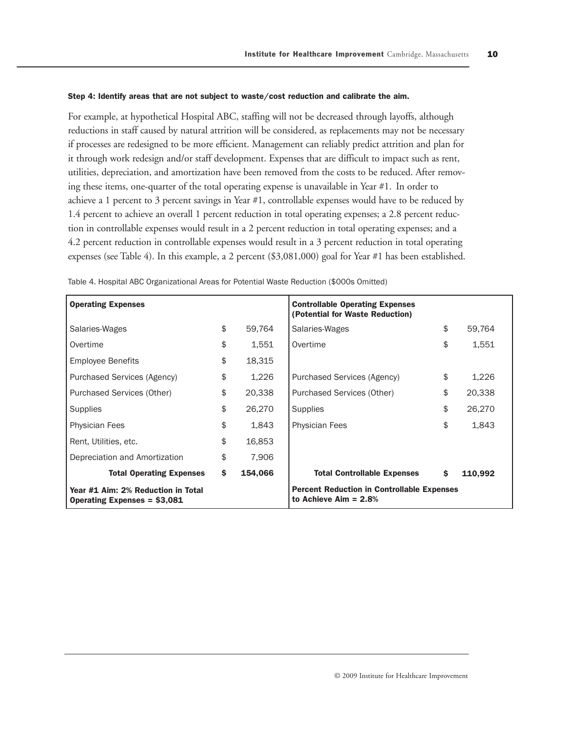**Step 4: Identify areas that are not subject to waste/cost reduction and calibrate the aim.**

For example, at hypothetical Hospital ABC, staffing will not be decreased through layoffs, although reductions in staff caused by natural attrition will be considered, as replacements may not be necessary if processes are redesigned to be more efficient. Management can reliably predict attrition and plan for it through work redesign and/or staff development. Expenses that are difficult to impact such as rent, utilities, depreciation, and amortization have been removed from the costs to be reduced. After removing these items, one-quarter of the total operating expense is unavailable in Year #1. In order to achieve a 1 percent to 3 percent savings in Year #1, controllable expenses would have to be reduced by 1.4 percent to achieve an overall 1 percent reduction in total operating expenses; a 2.8 percent reduction in controllable expenses would result in a 2 percent reduction in total operating expenses; and a 4.2 percent reduction in controllable expenses would result in a 3 percent reduction in total operating expenses (see Table 4). In this example, a 2 percent ($3,081,000) goal for Year #1 has been established.

Table 4. Hospital ABC Organizational Areas for Potential Waste Reduction ($000s Omitted)

| **Operating Expenses** | | | **Controllable Operating Expenses (Potential for Waste Reduction)** | | |
|---|---|---|---|---|---|
| Salaries-Wages | $ | 59,764 | Salaries-Wages | $ | 59,764 |
| Overtime | $ | 1,551 | Overtime | $ | 1,551 |
| Employee Benefits | $ | 18,315 | | | |
| Purchased Services (Agency) | $ | 1,226 | Purchased Services (Agency) | $ | 1,226 |
| Purchased Services (Other) | $ | 20,338 | Purchased Services (Other) | $ | 20,338 |
| Supplies | $ | 26,270 | Supplies | $ | 26,270 |
| Physician Fees | $ | 1,843 | Physician Fees | $ | 1,843 |
| Rent, Utilities, etc. | $ | 16,853 | | | |
| Depreciation and Amortization | $ | 7,906 | | | |
| **Total Operating Expenses** | **$** | **154,066** | **Total Controllable Expenses** | **$** | **110,992** |
| **Year #1 Aim: 2% Reduction in Total Operating Expenses = $3,081** | | | **Percent Reduction in Controllable Expenses to Achieve Aim = 2.8%** | | |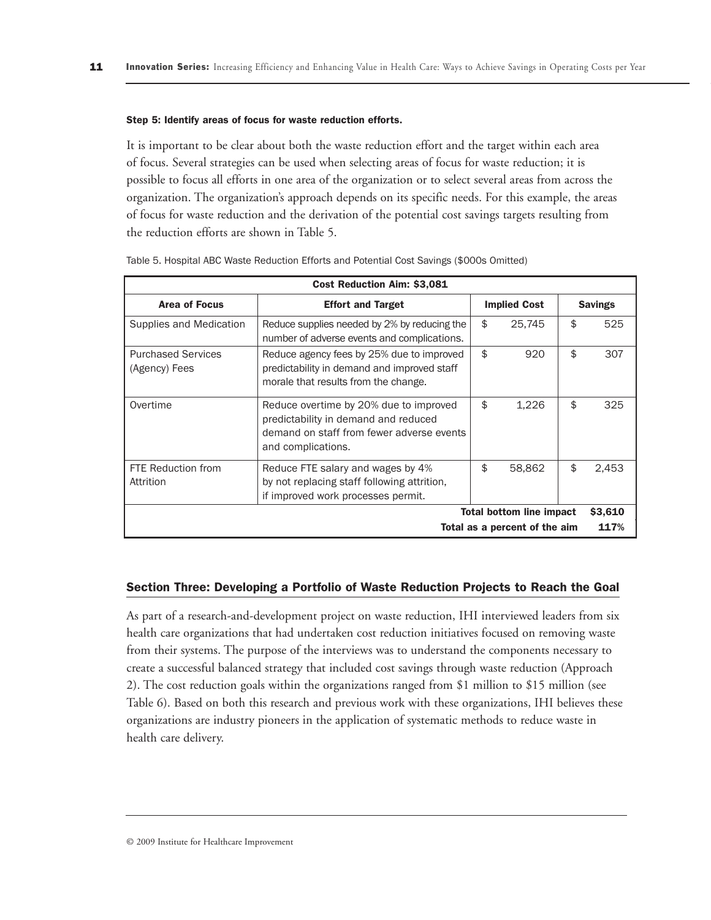**Step 5: Identify areas of focus for waste reduction efforts.**

It is important to be clear about both the waste reduction effort and the target within each area of focus. Several strategies can be used when selecting areas of focus for waste reduction; it is possible to focus all efforts in one area of the organization or to select several areas from across the organization. The organization's approach depends on its specific needs. For this example, the areas of focus for waste reduction and the derivation of the potential cost savings targets resulting from the reduction efforts are shown in Table 5.

Table 5. Hospital ABC Waste Reduction Efforts and Potential Cost Savings ($000s Omitted)

| **Cost Reduction Aim: $3,081** | | | |
|---|---|---|---|
| **Area of Focus** | **Effort and Target** | **Implied Cost** | **Savings** |
| Supplies and Medication | Reduce supplies needed by 2% by reducing the number of adverse events and complications. | $ 25,745 | $ 525 |
| Purchased Services (Agency) Fees | Reduce agency fees by 25% due to improved predictability in demand and improved staff morale that results from the change. | $ 920 | $ 307 |
| Overtime | Reduce overtime by 20% due to improved predictability in demand and reduced demand on staff from fewer adverse events and complications. | $ 1,226 | $ 325 |
| FTE Reduction from Attrition | Reduce FTE salary and wages by 4% by not replacing staff following attrition, if improved work processes permit. | $ 58,862 | $ 2,453 |
| | | **Total bottom line impact** | **$3,610** |
| | | **Total as a percent of the aim** | **117%** |

## Section Three: Developing a Portfolio of Waste Reduction Projects to Reach the Goal

As part of a research-and-development project on waste reduction, IHI interviewed leaders from six health care organizations that had undertaken cost reduction initiatives focused on removing waste from their systems. The purpose of the interviews was to understand the components necessary to create a successful balanced strategy that included cost savings through waste reduction (Approach 2). The cost reduction goals within the organizations ranged from $1 million to $15 million (see Table 6). Based on both this research and previous work with these organizations, IHI believes these organizations are industry pioneers in the application of systematic methods to reduce waste in health care delivery.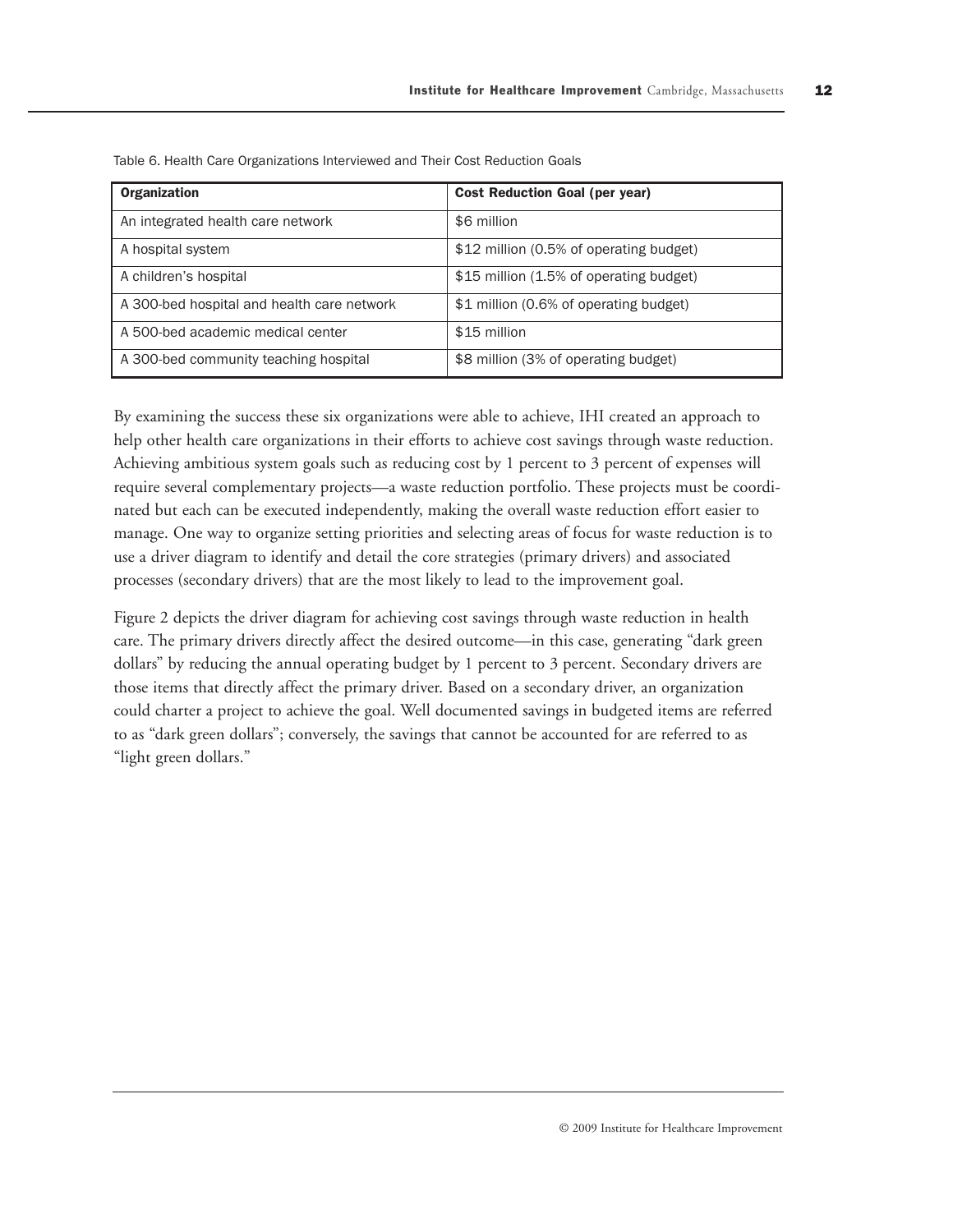Table 6. Health Care Organizations Interviewed and Their Cost Reduction Goals

| Organization | Cost Reduction Goal (per year) |
|---|---|
| An integrated health care network | $6 million |
| A hospital system | $12 million (0.5% of operating budget) |
| A children's hospital | $15 million (1.5% of operating budget) |
| A 300-bed hospital and health care network | $1 million (0.6% of operating budget) |
| A 500-bed academic medical center | $15 million |
| A 300-bed community teaching hospital | $8 million (3% of operating budget) |

By examining the success these six organizations were able to achieve, IHI created an approach to help other health care organizations in their efforts to achieve cost savings through waste reduction. Achieving ambitious system goals such as reducing cost by 1 percent to 3 percent of expenses will require several complementary projects—a waste reduction portfolio. These projects must be coordinated but each can be executed independently, making the overall waste reduction effort easier to manage. One way to organize setting priorities and selecting areas of focus for waste reduction is to use a driver diagram to identify and detail the core strategies (primary drivers) and associated processes (secondary drivers) that are the most likely to lead to the improvement goal.

Figure 2 depicts the driver diagram for achieving cost savings through waste reduction in health care. The primary drivers directly affect the desired outcome—in this case, generating "dark green dollars" by reducing the annual operating budget by 1 percent to 3 percent. Secondary drivers are those items that directly affect the primary driver. Based on a secondary driver, an organization could charter a project to achieve the goal. Well documented savings in budgeted items are referred to as "dark green dollars"; conversely, the savings that cannot be accounted for are referred to as "light green dollars."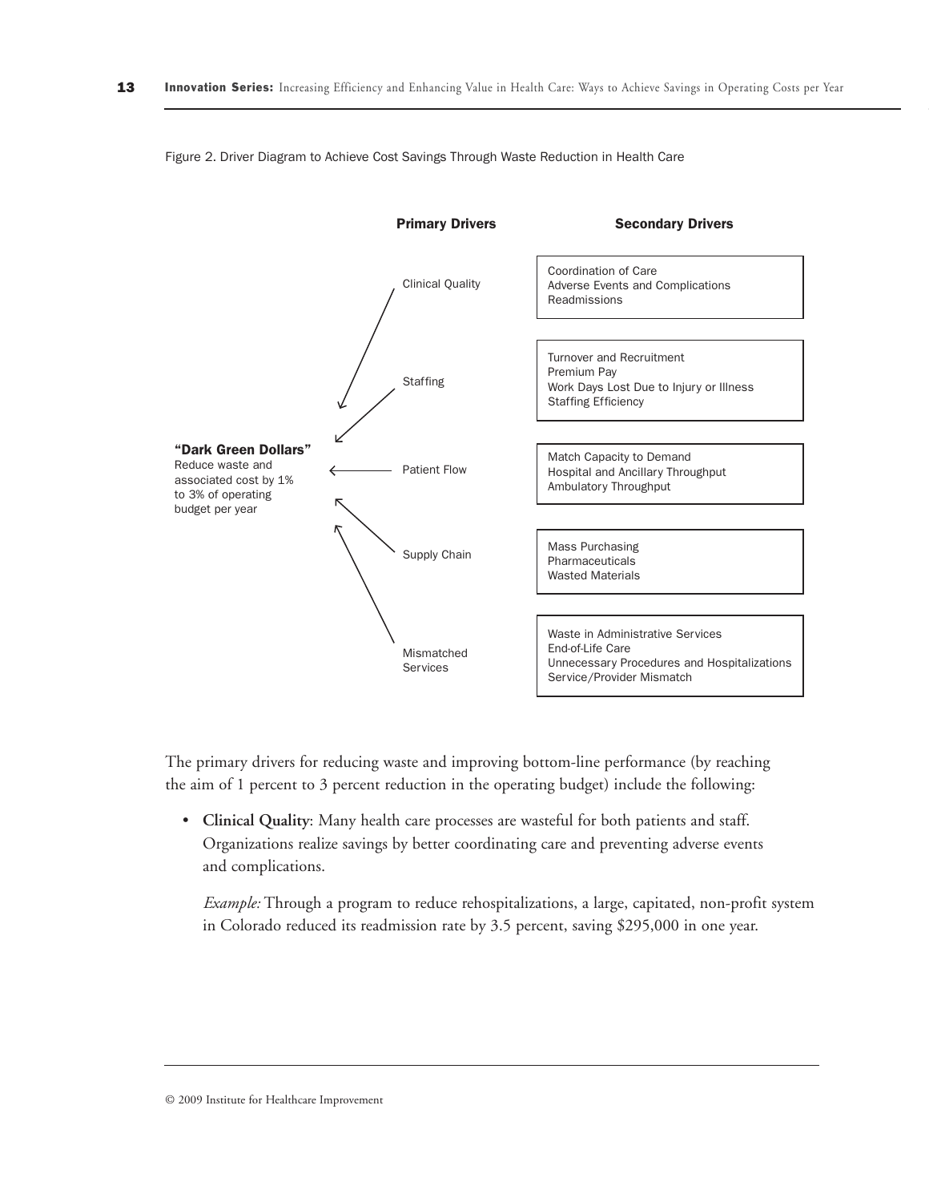Figure 2. Driver Diagram to Achieve Cost Savings Through Waste Reduction in Health Care

| "Dark Green Dollars" | Primary Drivers | Secondary Drivers |
| --- | --- | --- |
| **"Dark Green Dollars"** Reduce waste and associated cost by 1% to 3% of operating budget per year | Clinical Quality | Coordination of Care<br>Adverse Events and Complications<br>Readmissions |
| | Staffing | Turnover and Recruitment<br>Premium Pay<br>Work Days Lost Due to Injury or Illness<br>Staffing Efficiency |
| | Patient Flow | Match Capacity to Demand<br>Hospital and Ancillary Throughput<br>Ambulatory Throughput |
| | Supply Chain | Mass Purchasing<br>Pharmaceuticals<br>Wasted Materials |
| | Mismatched Services | Waste in Administrative Services<br>End-of-Life Care<br>Unnecessary Procedures and Hospitalizations<br>Service/Provider Mismatch |

The primary drivers for reducing waste and improving bottom-line performance (by reaching the aim of 1 percent to 3 percent reduction in the operating budget) include the following:

- **Clinical Quality**: Many health care processes are wasteful for both patients and staff. Organizations realize savings by better coordinating care and preventing adverse events and complications.

  *Example:* Through a program to reduce rehospitalizations, a large, capitated, non-profit system in Colorado reduced its readmission rate by 3.5 percent, saving $295,000 in one year.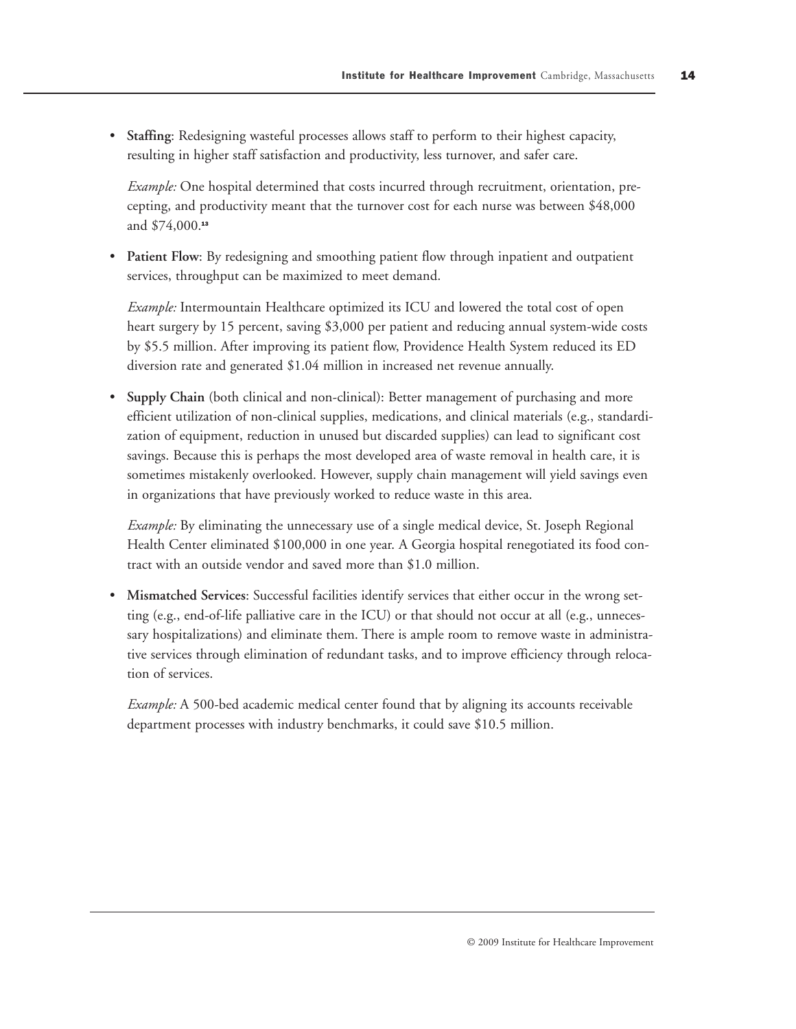- **Staffing**: Redesigning wasteful processes allows staff to perform to their highest capacity, resulting in higher staff satisfaction and productivity, less turnover, and safer care.

  *Example:* One hospital determined that costs incurred through recruitment, orientation, precepting, and productivity meant that the turnover cost for each nurse was between $48,000 and $74,000.[13]

- **Patient Flow**: By redesigning and smoothing patient flow through inpatient and outpatient services, throughput can be maximized to meet demand.

  *Example:* Intermountain Healthcare optimized its ICU and lowered the total cost of open heart surgery by 15 percent, saving $3,000 per patient and reducing annual system-wide costs by $5.5 million. After improving its patient flow, Providence Health System reduced its ED diversion rate and generated $1.04 million in increased net revenue annually.

- **Supply Chain** (both clinical and non-clinical): Better management of purchasing and more efficient utilization of non-clinical supplies, medications, and clinical materials (e.g., standardization of equipment, reduction in unused but discarded supplies) can lead to significant cost savings. Because this is perhaps the most developed area of waste removal in health care, it is sometimes mistakenly overlooked. However, supply chain management will yield savings even in organizations that have previously worked to reduce waste in this area.

  *Example:* By eliminating the unnecessary use of a single medical device, St. Joseph Regional Health Center eliminated $100,000 in one year. A Georgia hospital renegotiated its food contract with an outside vendor and saved more than $1.0 million.

- **Mismatched Services**: Successful facilities identify services that either occur in the wrong setting (e.g., end-of-life palliative care in the ICU) or that should not occur at all (e.g., unnecessary hospitalizations) and eliminate them. There is ample room to remove waste in administrative services through elimination of redundant tasks, and to improve efficiency through relocation of services.

  *Example:* A 500-bed academic medical center found that by aligning its accounts receivable department processes with industry benchmarks, it could save $10.5 million.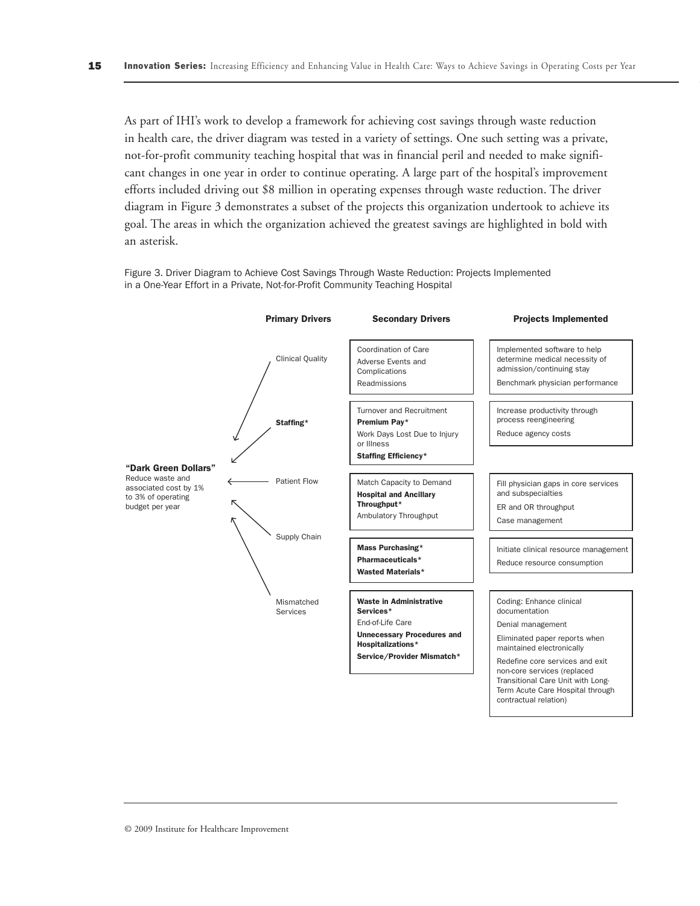As part of IHI's work to develop a framework for achieving cost savings through waste reduction in health care, the driver diagram was tested in a variety of settings. One such setting was a private, not-for-profit community teaching hospital that was in financial peril and needed to make significant changes in one year in order to continue operating. A large part of the hospital's improvement efforts included driving out $8 million in operating expenses through waste reduction. The driver diagram in Figure 3 demonstrates a subset of the projects this organization undertook to achieve its goal. The areas in which the organization achieved the greatest savings are highlighted in bold with an asterisk.

Figure 3. Driver Diagram to Achieve Cost Savings Through Waste Reduction: Projects Implemented in a One-Year Effort in a Private, Not-for-Profit Community Teaching Hospital

**"Dark Green Dollars"**
Reduce waste and associated cost by 1% to 3% of operating budget per year

| Primary Drivers | Secondary Drivers | Projects Implemented |
|---|---|---|
| Clinical Quality | Coordination of Care<br>Adverse Events and Complications<br>Readmissions | Implemented software to help determine medical necessity of admission/continuing stay<br>Benchmark physician performance |
| **Staffing*** | Turnover and Recruitment<br>**Premium Pay***<br>Work Days Lost Due to Injury or Illness<br>**Staffing Efficiency*** | Increase productivity through process reengineering<br>Reduce agency costs |
| Patient Flow | Match Capacity to Demand<br>**Hospital and Ancillary Throughput***<br>Ambulatory Throughput | Fill physician gaps in core services and subspecialties<br>ER and OR throughput<br>Case management |
| Supply Chain | **Mass Purchasing***<br>**Pharmaceuticals***<br>**Wasted Materials*** | Initiate clinical resource management<br>Reduce resource consumption |
| Mismatched Services | **Waste in Administrative Services***<br>End-of-Life Care<br>**Unnecessary Procedures and Hospitalizations***<br>**Service/Provider Mismatch*** | Coding: Enhance clinical documentation<br>Denial management<br>Eliminated paper reports when maintained electronically<br>Redefine core services and exit non-core services (replaced Transitional Care Unit with Long-Term Acute Care Hospital through contractual relation) |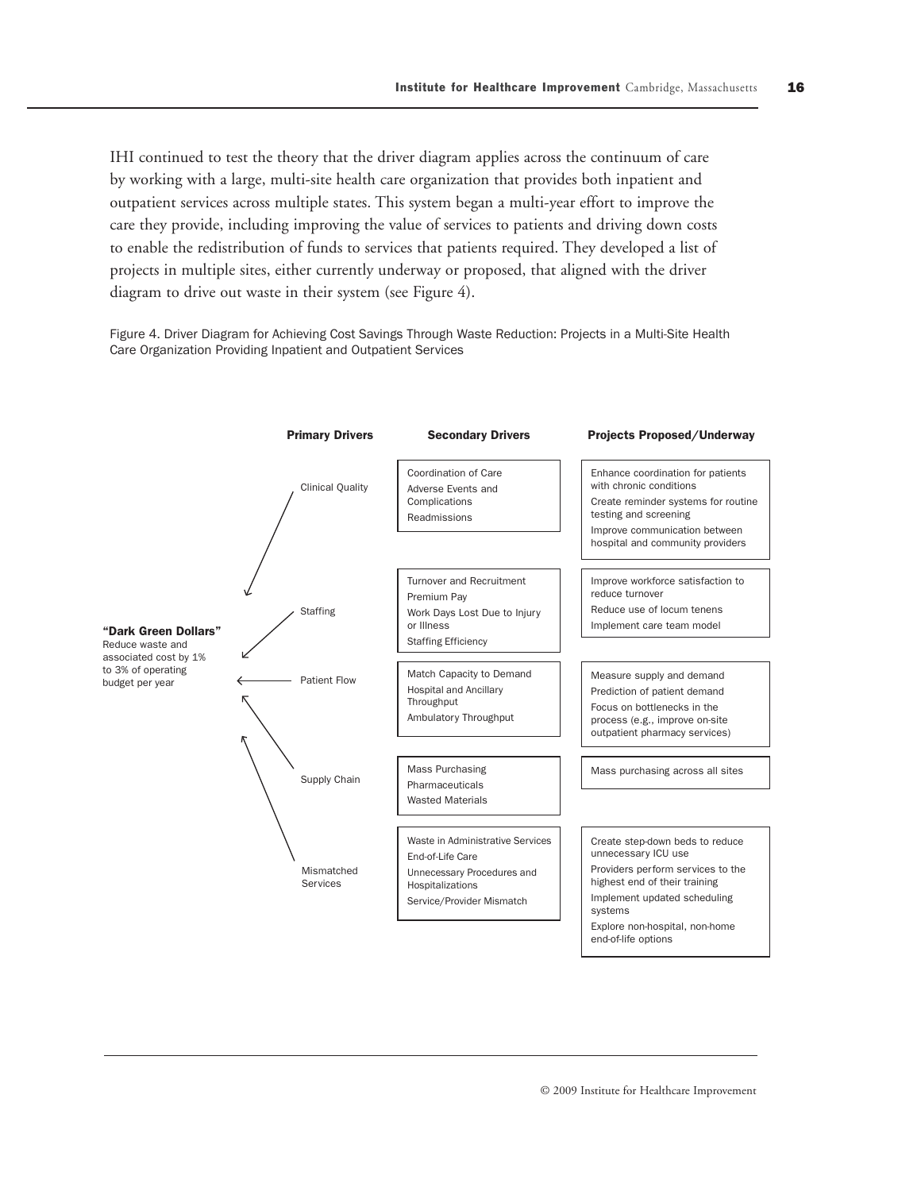IHI continued to test the theory that the driver diagram applies across the continuum of care by working with a large, multi-site health care organization that provides both inpatient and outpatient services across multiple states. This system began a multi-year effort to improve the care they provide, including improving the value of services to patients and driving down costs to enable the redistribution of funds to services that patients required. They developed a list of projects in multiple sites, either currently underway or proposed, that aligned with the driver diagram to drive out waste in their system (see Figure 4).

Figure 4. Driver Diagram for Achieving Cost Savings Through Waste Reduction: Projects in a Multi-Site Health Care Organization Providing Inpatient and Outpatient Services

**"Dark Green Dollars"**
Reduce waste and associated cost by 1% to 3% of operating budget per year

| Primary Drivers | Secondary Drivers | Projects Proposed/Underway |
|---|---|---|
| Clinical Quality | Coordination of Care<br>Adverse Events and Complications<br>Readmissions | Enhance coordination for patients with chronic conditions<br>Create reminder systems for routine testing and screening<br>Improve communication between hospital and community providers |
| Staffing | Turnover and Recruitment<br>Premium Pay<br>Work Days Lost Due to Injury or Illness<br>Staffing Efficiency | Improve workforce satisfaction to reduce turnover<br>Reduce use of locum tenens<br>Implement care team model |
| Patient Flow | Match Capacity to Demand<br>Hospital and Ancillary Throughput<br>Ambulatory Throughput | Measure supply and demand<br>Prediction of patient demand<br>Focus on bottlenecks in the process (e.g., improve on-site outpatient pharmacy services) |
| Supply Chain | Mass Purchasing<br>Pharmaceuticals<br>Wasted Materials | Mass purchasing across all sites |
| Mismatched Services | Waste in Administrative Services<br>End-of-Life Care<br>Unnecessary Procedures and Hospitalizations<br>Service/Provider Mismatch | Create step-down beds to reduce unnecessary ICU use<br>Providers perform services to the highest end of their training<br>Implement updated scheduling systems<br>Explore non-hospital, non-home end-of-life options |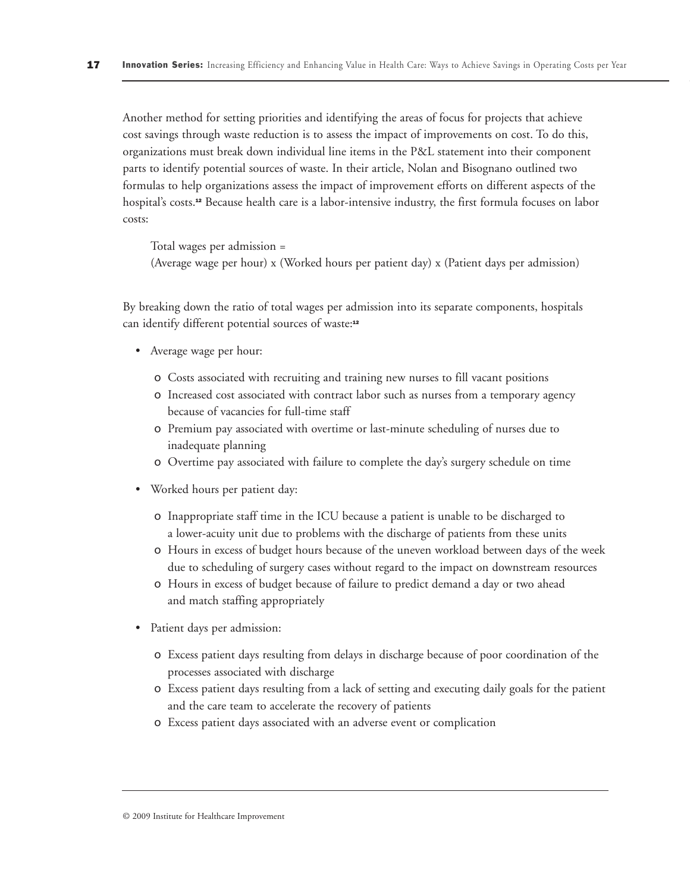Another method for setting priorities and identifying the areas of focus for projects that achieve cost savings through waste reduction is to assess the impact of improvements on cost. To do this, organizations must break down individual line items in the P&L statement into their component parts to identify potential sources of waste. In their article, Nolan and Bisognano outlined two formulas to help organizations assess the impact of improvement efforts on different aspects of the hospital's costs.[12] Because health care is a labor-intensive industry, the first formula focuses on labor costs:

> Total wages per admission =
> (Average wage per hour) x (Worked hours per patient day) x (Patient days per admission)

By breaking down the ratio of total wages per admission into its separate components, hospitals can identify different potential sources of waste:[12]

- Average wage per hour:
  - Costs associated with recruiting and training new nurses to fill vacant positions
  - Increased cost associated with contract labor such as nurses from a temporary agency because of vacancies for full-time staff
  - Premium pay associated with overtime or last-minute scheduling of nurses due to inadequate planning
  - Overtime pay associated with failure to complete the day's surgery schedule on time
- Worked hours per patient day:
  - Inappropriate staff time in the ICU because a patient is unable to be discharged to a lower-acuity unit due to problems with the discharge of patients from these units
  - Hours in excess of budget hours because of the uneven workload between days of the week due to scheduling of surgery cases without regard to the impact on downstream resources
  - Hours in excess of budget because of failure to predict demand a day or two ahead and match staffing appropriately
- Patient days per admission:
  - Excess patient days resulting from delays in discharge because of poor coordination of the processes associated with discharge
  - Excess patient days resulting from a lack of setting and executing daily goals for the patient and the care team to accelerate the recovery of patients
  - Excess patient days associated with an adverse event or complication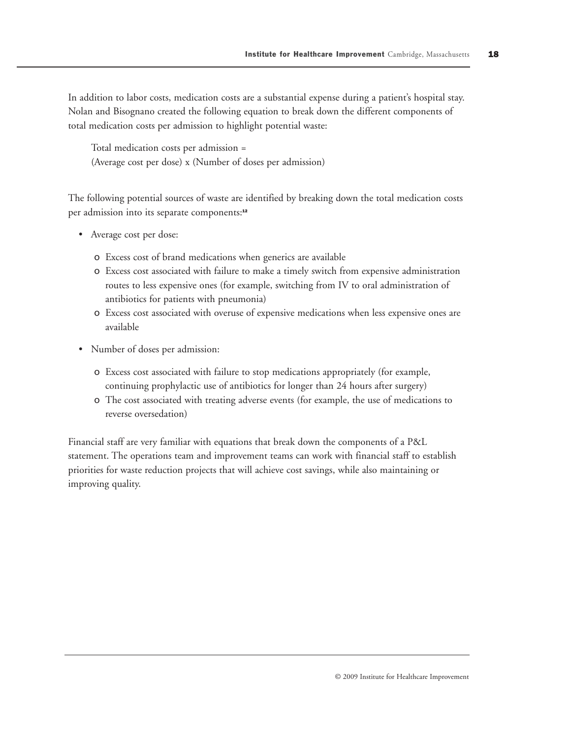In addition to labor costs, medication costs are a substantial expense during a patient's hospital stay. Nolan and Bisognano created the following equation to break down the different components of total medication costs per admission to highlight potential waste:

> Total medication costs per admission =
> (Average cost per dose) x (Number of doses per admission)

The following potential sources of waste are identified by breaking down the total medication costs per admission into its separate components:[12]

- Average cost per dose:
  - Excess cost of brand medications when generics are available
  - Excess cost associated with failure to make a timely switch from expensive administration routes to less expensive ones (for example, switching from IV to oral administration of antibiotics for patients with pneumonia)
  - Excess cost associated with overuse of expensive medications when less expensive ones are available
- Number of doses per admission:
  - Excess cost associated with failure to stop medications appropriately (for example, continuing prophylactic use of antibiotics for longer than 24 hours after surgery)
  - The cost associated with treating adverse events (for example, the use of medications to reverse oversedation)

Financial staff are very familiar with equations that break down the components of a P&L statement. The operations team and improvement teams can work with financial staff to establish priorities for waste reduction projects that will achieve cost savings, while also maintaining or improving quality.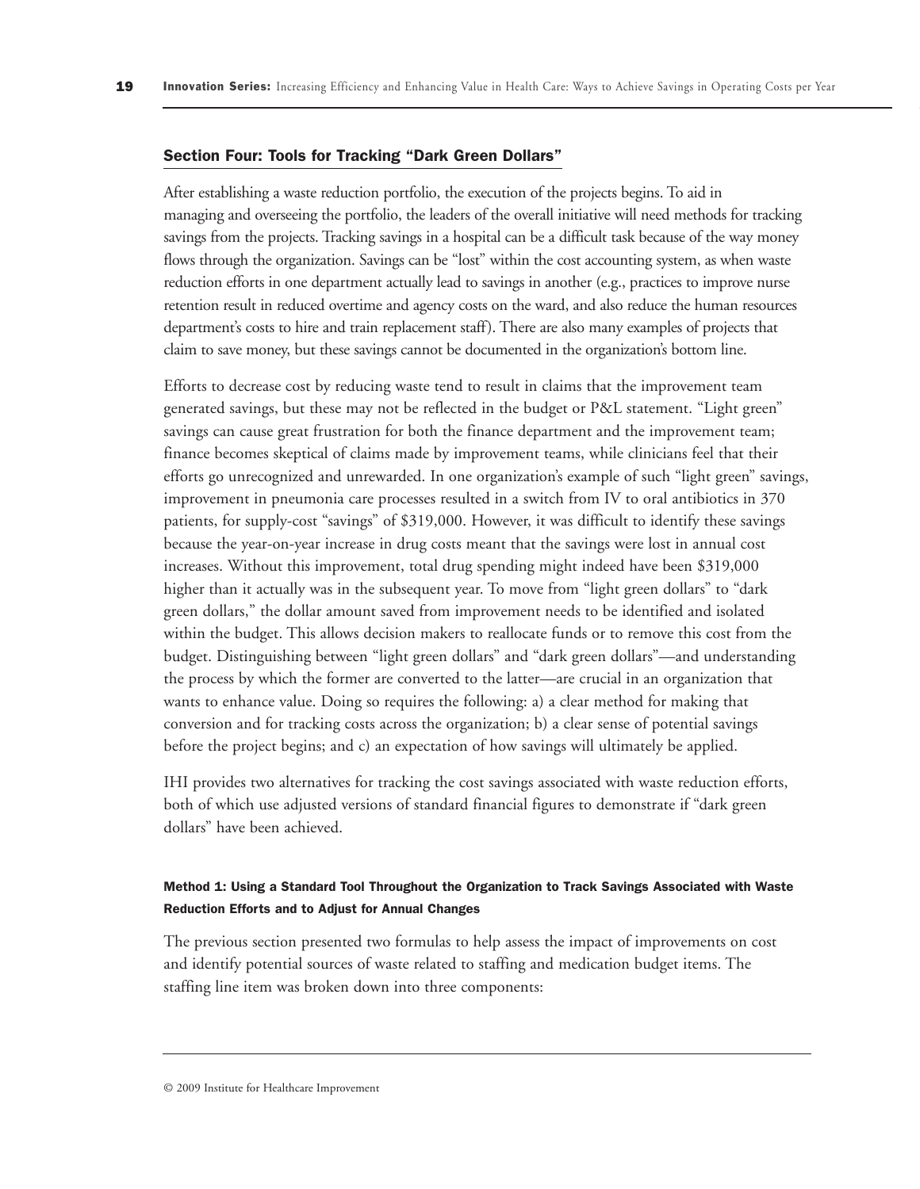## Section Four: Tools for Tracking "Dark Green Dollars"

After establishing a waste reduction portfolio, the execution of the projects begins. To aid in managing and overseeing the portfolio, the leaders of the overall initiative will need methods for tracking savings from the projects. Tracking savings in a hospital can be a difficult task because of the way money flows through the organization. Savings can be "lost" within the cost accounting system, as when waste reduction efforts in one department actually lead to savings in another (e.g., practices to improve nurse retention result in reduced overtime and agency costs on the ward, and also reduce the human resources department's costs to hire and train replacement staff). There are also many examples of projects that claim to save money, but these savings cannot be documented in the organization's bottom line.

Efforts to decrease cost by reducing waste tend to result in claims that the improvement team generated savings, but these may not be reflected in the budget or P&L statement. "Light green" savings can cause great frustration for both the finance department and the improvement team; finance becomes skeptical of claims made by improvement teams, while clinicians feel that their efforts go unrecognized and unrewarded. In one organization's example of such "light green" savings, improvement in pneumonia care processes resulted in a switch from IV to oral antibiotics in 370 patients, for supply-cost "savings" of $319,000. However, it was difficult to identify these savings because the year-on-year increase in drug costs meant that the savings were lost in annual cost increases. Without this improvement, total drug spending might indeed have been $319,000 higher than it actually was in the subsequent year. To move from "light green dollars" to "dark green dollars," the dollar amount saved from improvement needs to be identified and isolated within the budget. This allows decision makers to reallocate funds or to remove this cost from the budget. Distinguishing between "light green dollars" and "dark green dollars"—and understanding the process by which the former are converted to the latter—are crucial in an organization that wants to enhance value. Doing so requires the following: a) a clear method for making that conversion and for tracking costs across the organization; b) a clear sense of potential savings before the project begins; and c) an expectation of how savings will ultimately be applied.

IHI provides two alternatives for tracking the cost savings associated with waste reduction efforts, both of which use adjusted versions of standard financial figures to demonstrate if "dark green dollars" have been achieved.

#### Method 1: Using a Standard Tool Throughout the Organization to Track Savings Associated with Waste Reduction Efforts and to Adjust for Annual Changes

The previous section presented two formulas to help assess the impact of improvements on cost and identify potential sources of waste related to staffing and medication budget items. The staffing line item was broken down into three components: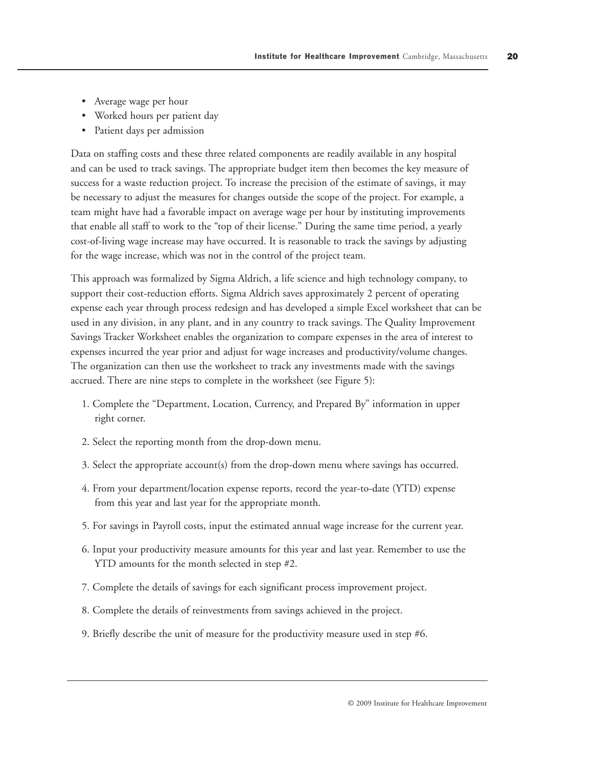- Average wage per hour
- Worked hours per patient day
- Patient days per admission

Data on staffing costs and these three related components are readily available in any hospital and can be used to track savings. The appropriate budget item then becomes the key measure of success for a waste reduction project. To increase the precision of the estimate of savings, it may be necessary to adjust the measures for changes outside the scope of the project. For example, a team might have had a favorable impact on average wage per hour by instituting improvements that enable all staff to work to the "top of their license." During the same time period, a yearly cost-of-living wage increase may have occurred. It is reasonable to track the savings by adjusting for the wage increase, which was not in the control of the project team.

This approach was formalized by Sigma Aldrich, a life science and high technology company, to support their cost-reduction efforts. Sigma Aldrich saves approximately 2 percent of operating expense each year through process redesign and has developed a simple Excel worksheet that can be used in any division, in any plant, and in any country to track savings. The Quality Improvement Savings Tracker Worksheet enables the organization to compare expenses in the area of interest to expenses incurred the year prior and adjust for wage increases and productivity/volume changes. The organization can then use the worksheet to track any investments made with the savings accrued. There are nine steps to complete in the worksheet (see Figure 5):

1. Complete the "Department, Location, Currency, and Prepared By" information in upper right corner.
2. Select the reporting month from the drop-down menu.
3. Select the appropriate account(s) from the drop-down menu where savings has occurred.
4. From your department/location expense reports, record the year-to-date (YTD) expense from this year and last year for the appropriate month.
5. For savings in Payroll costs, input the estimated annual wage increase for the current year.
6. Input your productivity measure amounts for this year and last year. Remember to use the YTD amounts for the month selected in step #2.
7. Complete the details of savings for each significant process improvement project.
8. Complete the details of reinvestments from savings achieved in the project.
9. Briefly describe the unit of measure for the productivity measure used in step #6.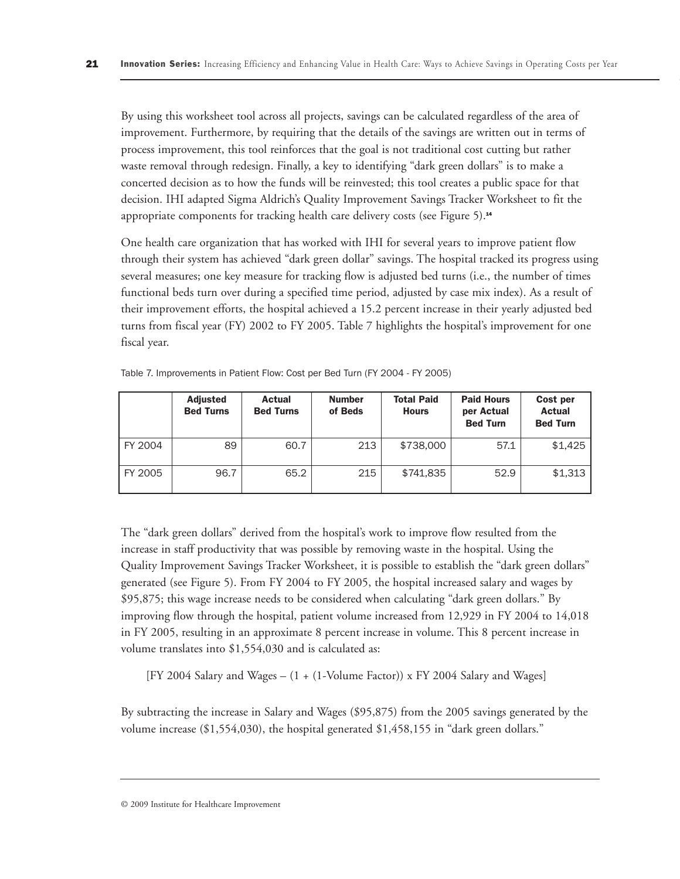By using this worksheet tool across all projects, savings can be calculated regardless of the area of improvement. Furthermore, by requiring that the details of the savings are written out in terms of process improvement, this tool reinforces that the goal is not traditional cost cutting but rather waste removal through redesign. Finally, a key to identifying "dark green dollars" is to make a concerted decision as to how the funds will be reinvested; this tool creates a public space for that decision. IHI adapted Sigma Aldrich's Quality Improvement Savings Tracker Worksheet to fit the appropriate components for tracking health care delivery costs (see Figure 5).[14]

One health care organization that has worked with IHI for several years to improve patient flow through their system has achieved "dark green dollar" savings. The hospital tracked its progress using several measures; one key measure for tracking flow is adjusted bed turns (i.e., the number of times functional beds turn over during a specified time period, adjusted by case mix index). As a result of their improvement efforts, the hospital achieved a 15.2 percent increase in their yearly adjusted bed turns from fiscal year (FY) 2002 to FY 2005. Table 7 highlights the hospital's improvement for one fiscal year.

Table 7. Improvements in Patient Flow: Cost per Bed Turn (FY 2004 - FY 2005)

| | Adjusted Bed Turns | Actual Bed Turns | Number of Beds | Total Paid Hours | Paid Hours per Actual Bed Turn | Cost per Actual Bed Turn |
|---|---|---|---|---|---|---|
| FY 2004 | 89 | 60.7 | 213 | $738,000 | 57.1 | $1,425 |
| FY 2005 | 96.7 | 65.2 | 215 | $741,835 | 52.9 | $1,313 |

The "dark green dollars" derived from the hospital's work to improve flow resulted from the increase in staff productivity that was possible by removing waste in the hospital. Using the Quality Improvement Savings Tracker Worksheet, it is possible to establish the "dark green dollars" generated (see Figure 5). From FY 2004 to FY 2005, the hospital increased salary and wages by $95,875; this wage increase needs to be considered when calculating "dark green dollars." By improving flow through the hospital, patient volume increased from 12,929 in FY 2004 to 14,018 in FY 2005, resulting in an approximate 8 percent increase in volume. This 8 percent increase in volume translates into $1,554,030 and is calculated as:

[FY 2004 Salary and Wages – (1 + (1-Volume Factor)) x FY 2004 Salary and Wages]

By subtracting the increase in Salary and Wages ($95,875) from the 2005 savings generated by the volume increase ($1,554,030), the hospital generated $1,458,155 in "dark green dollars."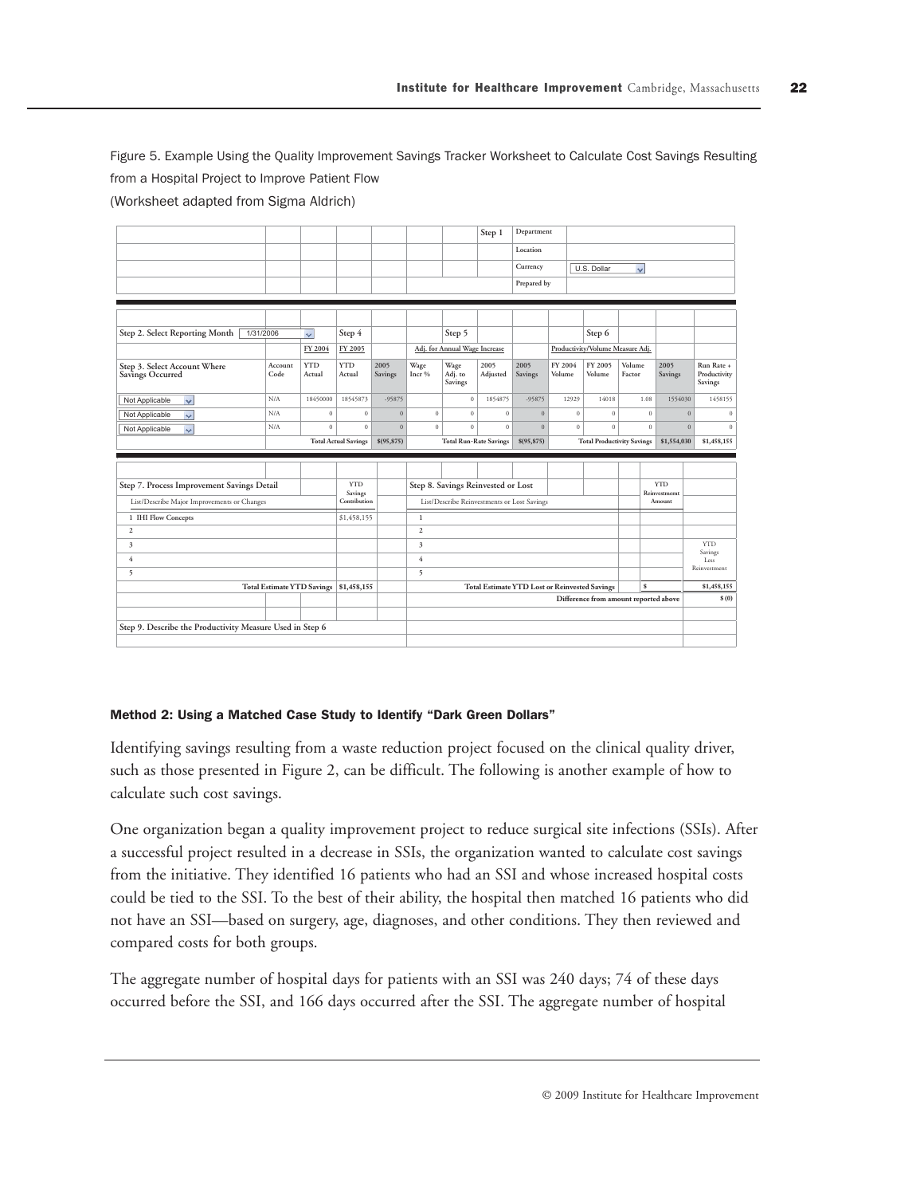Figure 5. Example Using the Quality Improvement Savings Tracker Worksheet to Calculate Cost Savings Resulting from a Hospital Project to Improve Patient Flow
(Worksheet adapted from Sigma Aldrich)

| Step 1 | |
|---|---|
| Department | |
| Location | |
| Currency | U.S. Dollar |
| Prepared by | |

| Step 2. Select Reporting Month 1/31/2006 | | | Step 4 | | Step 5 | | | | Step 6 | | | | |
|---|---|---|---|---|---|---|---|---|---|---|---|---|---|
| | | FY 2004 | FY 2005 | | Adj. for Annual Wage Increase | | | | Productivity/Volume Measure Adj. | | | | |
| Step 3. Select Account Where Savings Occurred | Account Code | YTD Actual | YTD Actual | 2005 Savings | Wage Incr % | Wage Adj. to Savings | 2005 Adjusted | 2005 Savings | FY 2004 Volume | FY 2005 Volume | Volume Factor | 2005 Savings | Run Rate + Productivity Savings |
| Not Applicable | N/A | 18450000 | 18545873 | -95875 | | 0 | 1854875 | -95875 | 12929 | 14018 | 1.08 | 1554030 | 1458155 |
| Not Applicable | N/A | 0 | 0 | 0 | 0 | 0 | 0 | 0 | 0 | 0 | 0 | 0 | 0 |
| Not Applicable | N/A | 0 | 0 | 0 | 0 | 0 | 0 | 0 | 0 | 0 | 0 | 0 | 0 |
| | | | Total Actual Savings | $(95,875) | | Total Run-Rate Savings | | $(95,875) | | Total Productivity Savings | | $1,554,030 | $1,458,155 |

| Step 7. Process Improvement Savings Detail | YTD Savings Contribution | Step 8. Savings Reinvested or Lost | YTD Reinvestment Amount | |
|---|---|---|---|---|
| List/Describe Major Improvements or Changes | | List/Describe Reinvestments or Lost Savings | | |
| 1 IHI Flow Concepts | $1,458,155 | 1 | | |
| 2 | | 2 | | |
| 3 | | 3 | | YTD Savings Less Reinvestment |
| 4 | | 4 | | |
| 5 | | 5 | | |
| Total Estimate YTD Savings | $1,458,155 | Total Estimate YTD Lost or Reinvested Savings | $ | $1,458,155 |
| | | Difference from amount reported above | | $ (0) |
| Step 9. Describe the Productivity Measure Used in Step 6 | | | | |

#### Method 2: Using a Matched Case Study to Identify "Dark Green Dollars"

Identifying savings resulting from a waste reduction project focused on the clinical quality driver, such as those presented in Figure 2, can be difficult. The following is another example of how to calculate such cost savings.

One organization began a quality improvement project to reduce surgical site infections (SSIs). After a successful project resulted in a decrease in SSIs, the organization wanted to calculate cost savings from the initiative. They identified 16 patients who had an SSI and whose increased hospital costs could be tied to the SSI. To the best of their ability, the hospital then matched 16 patients who did not have an SSI—based on surgery, age, diagnoses, and other conditions. They then reviewed and compared costs for both groups.

The aggregate number of hospital days for patients with an SSI was 240 days; 74 of these days occurred before the SSI, and 166 days occurred after the SSI. The aggregate number of hospital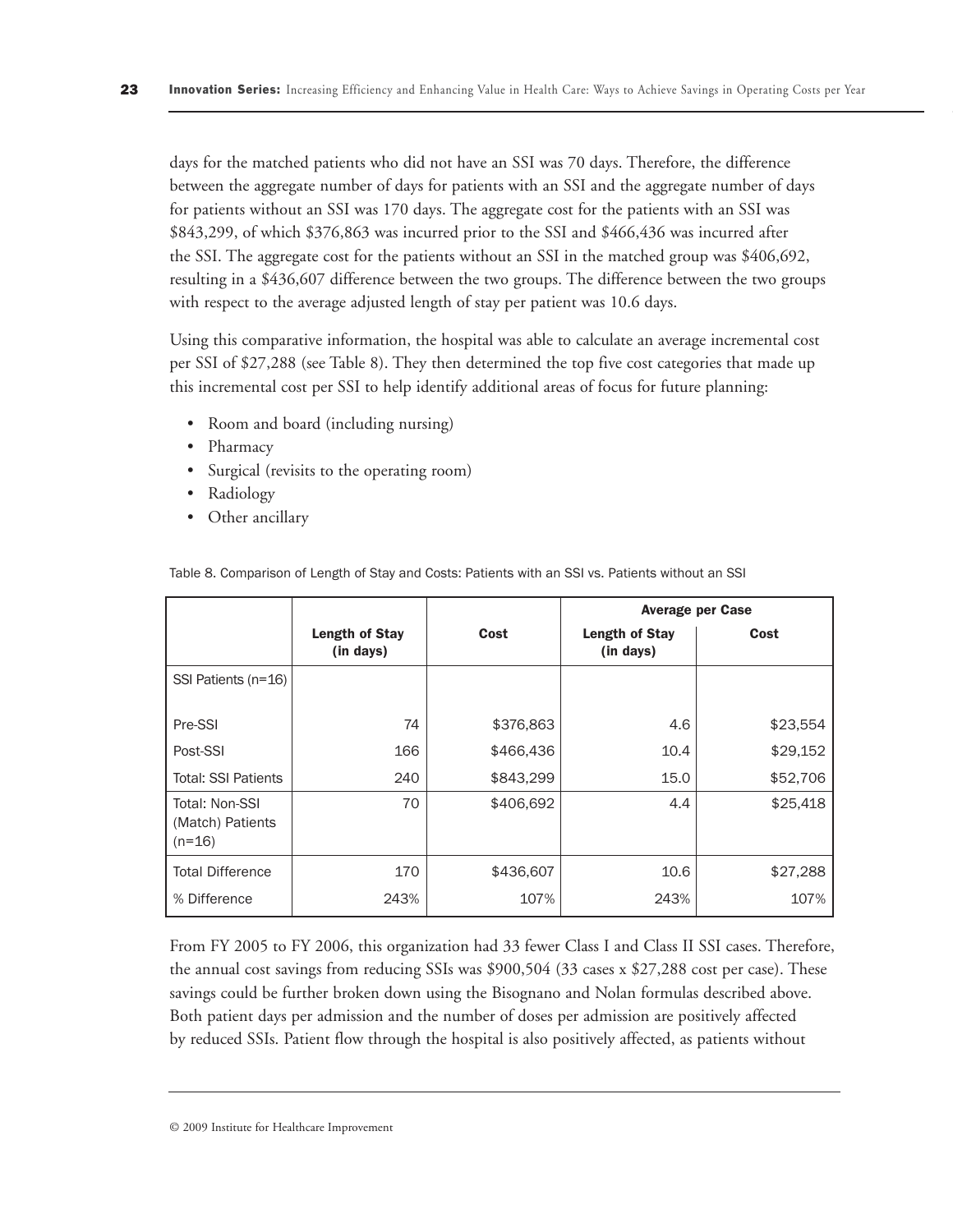days for the matched patients who did not have an SSI was 70 days. Therefore, the difference between the aggregate number of days for patients with an SSI and the aggregate number of days for patients without an SSI was 170 days. The aggregate cost for the patients with an SSI was $843,299, of which $376,863 was incurred prior to the SSI and $466,436 was incurred after the SSI. The aggregate cost for the patients without an SSI in the matched group was $406,692, resulting in a $436,607 difference between the two groups. The difference between the two groups with respect to the average adjusted length of stay per patient was 10.6 days.

Using this comparative information, the hospital was able to calculate an average incremental cost per SSI of $27,288 (see Table 8). They then determined the top five cost categories that made up this incremental cost per SSI to help identify additional areas of focus for future planning:

- Room and board (including nursing)
- Pharmacy
- Surgical (revisits to the operating room)
- Radiology
- Other ancillary

Table 8. Comparison of Length of Stay and Costs: Patients with an SSI vs. Patients without an SSI

| | | | Average per Case | |
|---|---|---|---|---|
| | **Length of Stay (in days)** | **Cost** | **Length of Stay (in days)** | **Cost** |
| SSI Patients (n=16) | | | | |
| Pre-SSI | 74 | $376,863 | 4.6 | $23,554 |
| Post-SSI | 166 | $466,436 | 10.4 | $29,152 |
| Total: SSI Patients | 240 | $843,299 | 15.0 | $52,706 |
| Total: Non-SSI (Match) Patients (n=16) | 70 | $406,692 | 4.4 | $25,418 |
| Total Difference | 170 | $436,607 | 10.6 | $27,288 |
| % Difference | 243% | 107% | 243% | 107% |

From FY 2005 to FY 2006, this organization had 33 fewer Class I and Class II SSI cases. Therefore, the annual cost savings from reducing SSIs was $900,504 (33 cases x $27,288 cost per case). These savings could be further broken down using the Bisognano and Nolan formulas described above. Both patient days per admission and the number of doses per admission are positively affected by reduced SSIs. Patient flow through the hospital is also positively affected, as patients without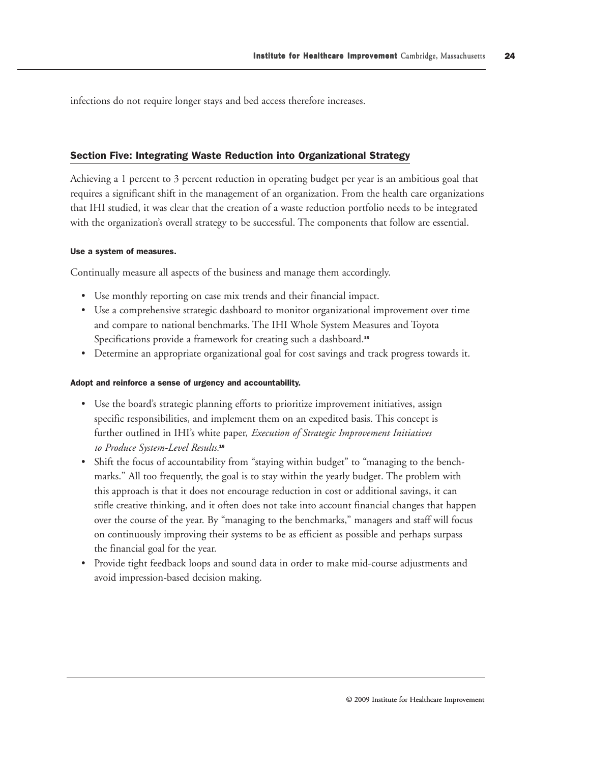infections do not require longer stays and bed access therefore increases.

## Section Five: Integrating Waste Reduction into Organizational Strategy

Achieving a 1 percent to 3 percent reduction in operating budget per year is an ambitious goal that requires a significant shift in the management of an organization. From the health care organizations that IHI studied, it was clear that the creation of a waste reduction portfolio needs to be integrated with the organization's overall strategy to be successful. The components that follow are essential.

#### Use a system of measures.

Continually measure all aspects of the business and manage them accordingly.

- Use monthly reporting on case mix trends and their financial impact.
- Use a comprehensive strategic dashboard to monitor organizational improvement over time and compare to national benchmarks. The IHI Whole System Measures and Toyota Specifications provide a framework for creating such a dashboard.[15]
- Determine an appropriate organizational goal for cost savings and track progress towards it.

#### Adopt and reinforce a sense of urgency and accountability.

- Use the board's strategic planning efforts to prioritize improvement initiatives, assign specific responsibilities, and implement them on an expedited basis. This concept is further outlined in IHI's white paper, *Execution of Strategic Improvement Initiatives to Produce System-Level Results*.[16]
- Shift the focus of accountability from "staying within budget" to "managing to the benchmarks." All too frequently, the goal is to stay within the yearly budget. The problem with this approach is that it does not encourage reduction in cost or additional savings, it can stifle creative thinking, and it often does not take into account financial changes that happen over the course of the year. By "managing to the benchmarks," managers and staff will focus on continuously improving their systems to be as efficient as possible and perhaps surpass the financial goal for the year.
- Provide tight feedback loops and sound data in order to make mid-course adjustments and avoid impression-based decision making.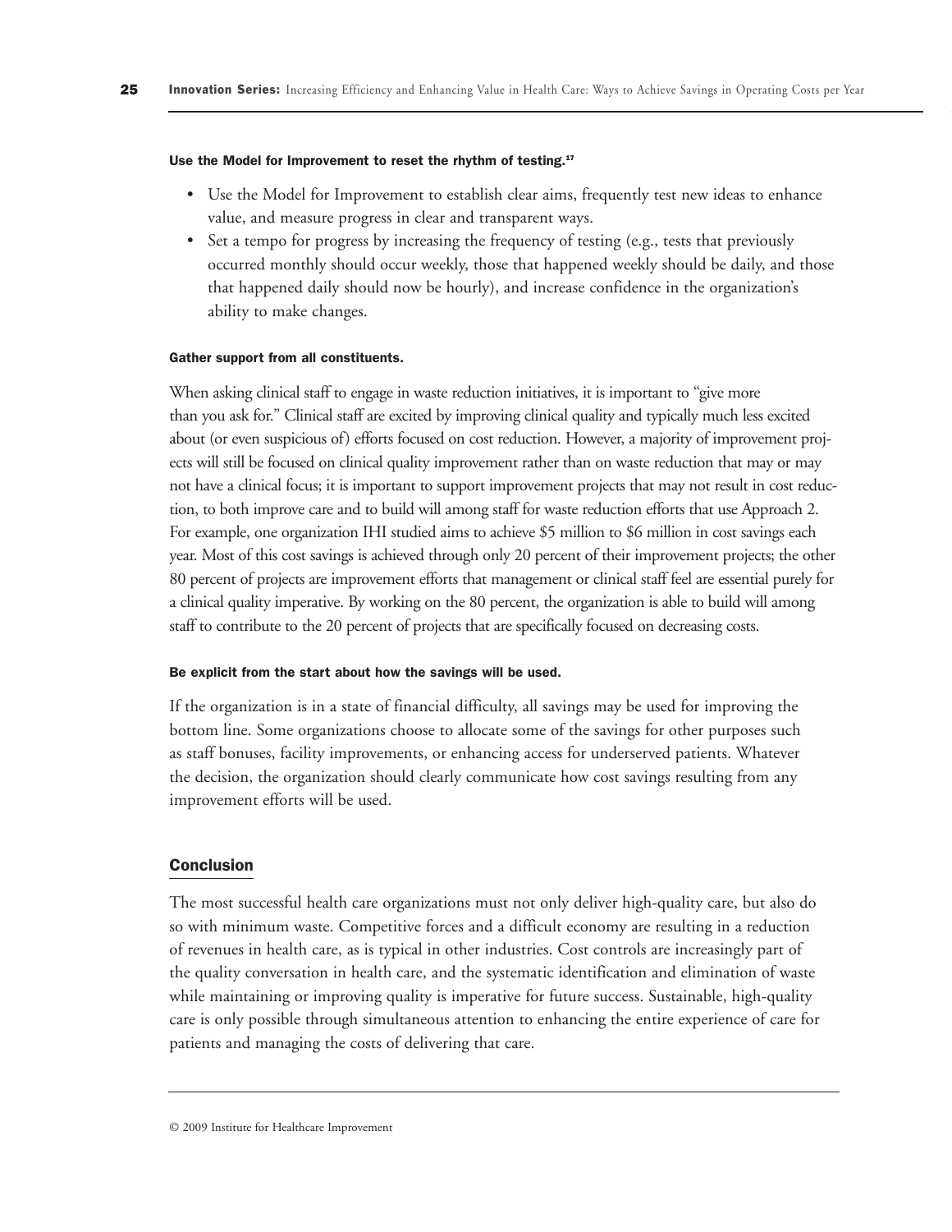**Use the Model for Improvement to reset the rhythm of testing.**[17]

- Use the Model for Improvement to establish clear aims, frequently test new ideas to enhance value, and measure progress in clear and transparent ways.
- Set a tempo for progress by increasing the frequency of testing (e.g., tests that previously occurred monthly should occur weekly, those that happened weekly should be daily, and those that happened daily should now be hourly), and increase confidence in the organization's ability to make changes.

**Gather support from all constituents.**

When asking clinical staff to engage in waste reduction initiatives, it is important to "give more than you ask for." Clinical staff are excited by improving clinical quality and typically much less excited about (or even suspicious of) efforts focused on cost reduction. However, a majority of improvement projects will still be focused on clinical quality improvement rather than on waste reduction that may or may not have a clinical focus; it is important to support improvement projects that may not result in cost reduction, to both improve care and to build will among staff for waste reduction efforts that use Approach 2. For example, one organization IHI studied aims to achieve $5 million to $6 million in cost savings each year. Most of this cost savings is achieved through only 20 percent of their improvement projects; the other 80 percent of projects are improvement efforts that management or clinical staff feel are essential purely for a clinical quality imperative. By working on the 80 percent, the organization is able to build will among staff to contribute to the 20 percent of projects that are specifically focused on decreasing costs.

**Be explicit from the start about how the savings will be used.**

If the organization is in a state of financial difficulty, all savings may be used for improving the bottom line. Some organizations choose to allocate some of the savings for other purposes such as staff bonuses, facility improvements, or enhancing access for underserved patients. Whatever the decision, the organization should clearly communicate how cost savings resulting from any improvement efforts will be used.

## Conclusion

The most successful health care organizations must not only deliver high-quality care, but also do so with minimum waste. Competitive forces and a difficult economy are resulting in a reduction of revenues in health care, as is typical in other industries. Cost controls are increasingly part of the quality conversation in health care, and the systematic identification and elimination of waste while maintaining or improving quality is imperative for future success. Sustainable, high-quality care is only possible through simultaneous attention to enhancing the entire experience of care for patients and managing the costs of delivering that care.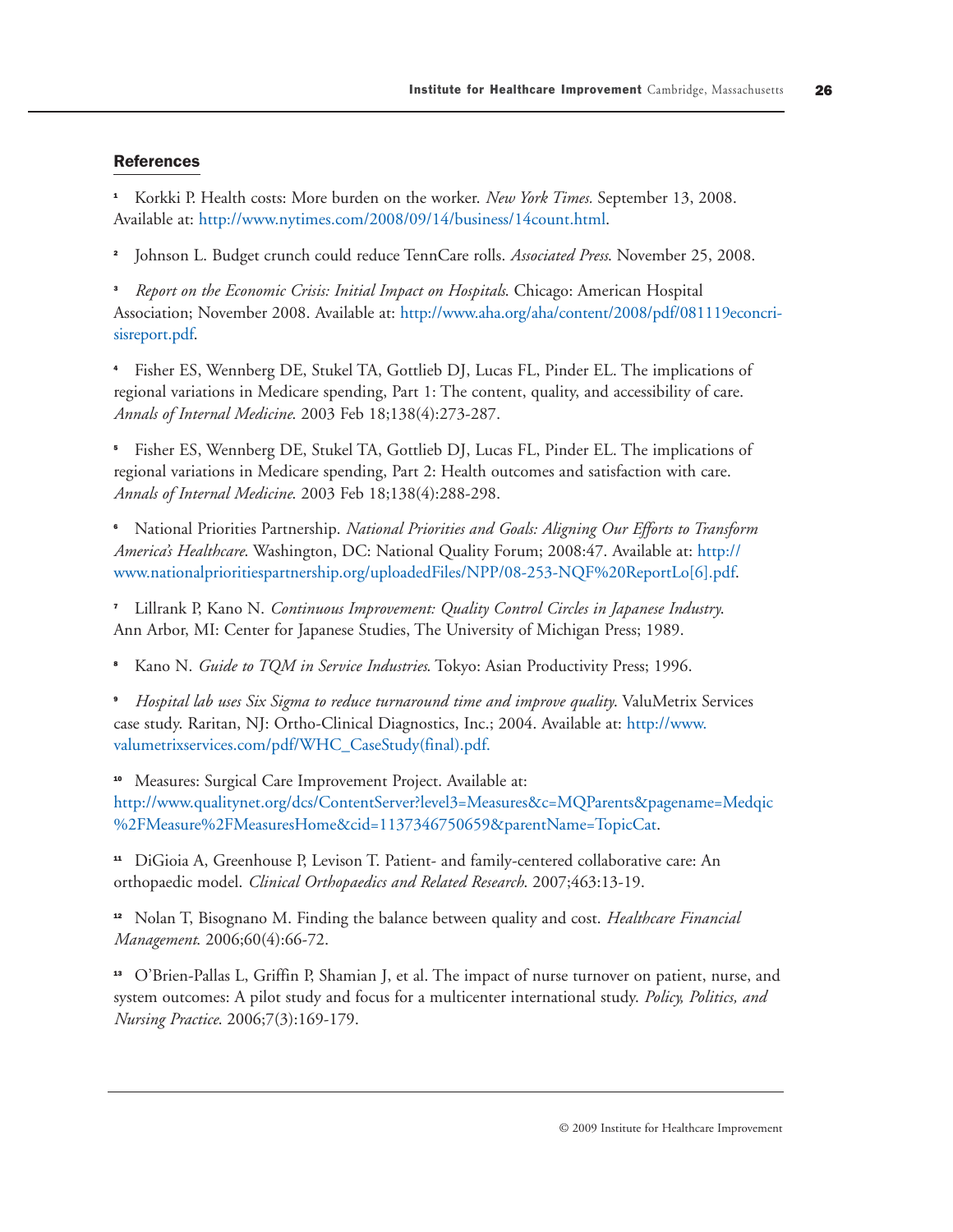## References

[1] Korkki P. Health costs: More burden on the worker. *New York Times.* September 13, 2008. Available at: http://www.nytimes.com/2008/09/14/business/14count.html.

[2] Johnson L. Budget crunch could reduce TennCare rolls. *Associated Press*. November 25, 2008.

[3] *Report on the Economic Crisis: Initial Impact on Hospitals*. Chicago: American Hospital Association; November 2008. Available at: http://www.aha.org/aha/content/2008/pdf/081119econcrisisreport.pdf.

[4] Fisher ES, Wennberg DE, Stukel TA, Gottlieb DJ, Lucas FL, Pinder EL. The implications of regional variations in Medicare spending, Part 1: The content, quality, and accessibility of care. *Annals of Internal Medicine*. 2003 Feb 18;138(4):273-287.

[5] Fisher ES, Wennberg DE, Stukel TA, Gottlieb DJ, Lucas FL, Pinder EL. The implications of regional variations in Medicare spending, Part 2: Health outcomes and satisfaction with care. *Annals of Internal Medicine*. 2003 Feb 18;138(4):288-298.

[6] National Priorities Partnership. *National Priorities and Goals: Aligning Our Efforts to Transform America's Healthcare*. Washington, DC: National Quality Forum; 2008:47. Available at: http://www.nationalprioritiespartnership.org/uploadedFiles/NPP/08-253-NQF%20ReportLo[6].pdf.

[7] Lillrank P, Kano N. *Continuous Improvement: Quality Control Circles in Japanese Industry*. Ann Arbor, MI: Center for Japanese Studies, The University of Michigan Press; 1989.

[8] Kano N. *Guide to TQM in Service Industries*. Tokyo: Asian Productivity Press; 1996.

[9] *Hospital lab uses Six Sigma to reduce turnaround time and improve quality*. ValuMetrix Services case study. Raritan, NJ: Ortho-Clinical Diagnostics, Inc.; 2004. Available at: http://www.valumetrixservices.com/pdf/WHC_CaseStudy(final).pdf.

[10] Measures: Surgical Care Improvement Project. Available at: http://www.qualitynet.org/dcs/ContentServer?level3=Measures&c=MQParents&pagename=Medqic%2FMeasure%2FMeasuresHome&cid=1137346750659&parentName=TopicCat.

[11] DiGioia A, Greenhouse P, Levison T. Patient- and family-centered collaborative care: An orthopaedic model. *Clinical Orthopaedics and Related Research*. 2007;463:13-19.

[12] Nolan T, Bisognano M. Finding the balance between quality and cost. *Healthcare Financial Management*. 2006;60(4):66-72.

[13] O'Brien-Pallas L, Griffin P, Shamian J, et al. The impact of nurse turnover on patient, nurse, and system outcomes: A pilot study and focus for a multicenter international study. *Policy, Politics, and Nursing Practice*. 2006;7(3):169-179.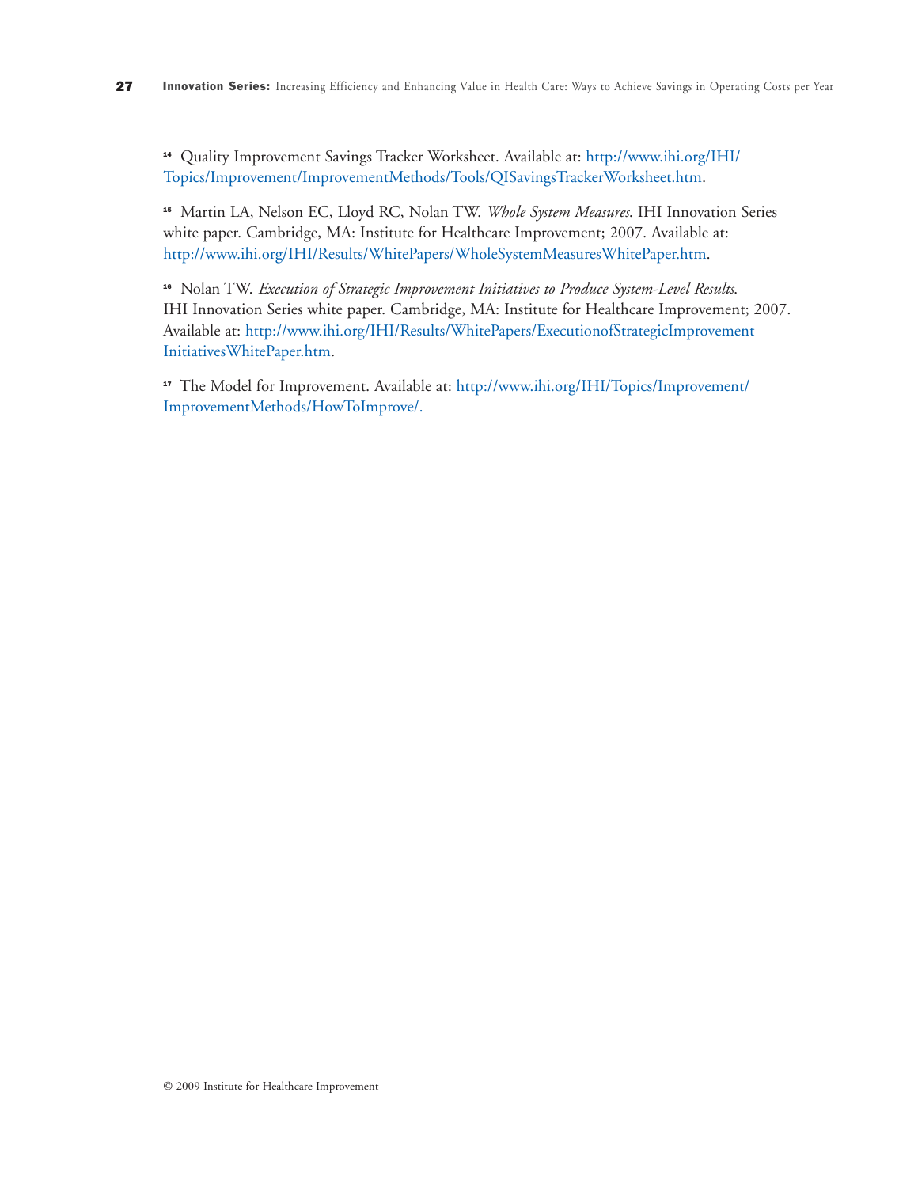[14] Quality Improvement Savings Tracker Worksheet. Available at: http://www.ihi.org/IHI/Topics/Improvement/ImprovementMethods/Tools/QISavingsTrackerWorksheet.htm.

[15] Martin LA, Nelson EC, Lloyd RC, Nolan TW. *Whole System Measures*. IHI Innovation Series white paper. Cambridge, MA: Institute for Healthcare Improvement; 2007. Available at: http://www.ihi.org/IHI/Results/WhitePapers/WholeSystemMeasuresWhitePaper.htm.

[16] Nolan TW. *Execution of Strategic Improvement Initiatives to Produce System-Level Results*. IHI Innovation Series white paper. Cambridge, MA: Institute for Healthcare Improvement; 2007. Available at: http://www.ihi.org/IHI/Results/WhitePapers/ExecutionofStrategicImprovementInitiativesWhitePaper.htm.

[17] The Model for Improvement. Available at: http://www.ihi.org/IHI/Topics/Improvement/ImprovementMethods/HowToImprove/.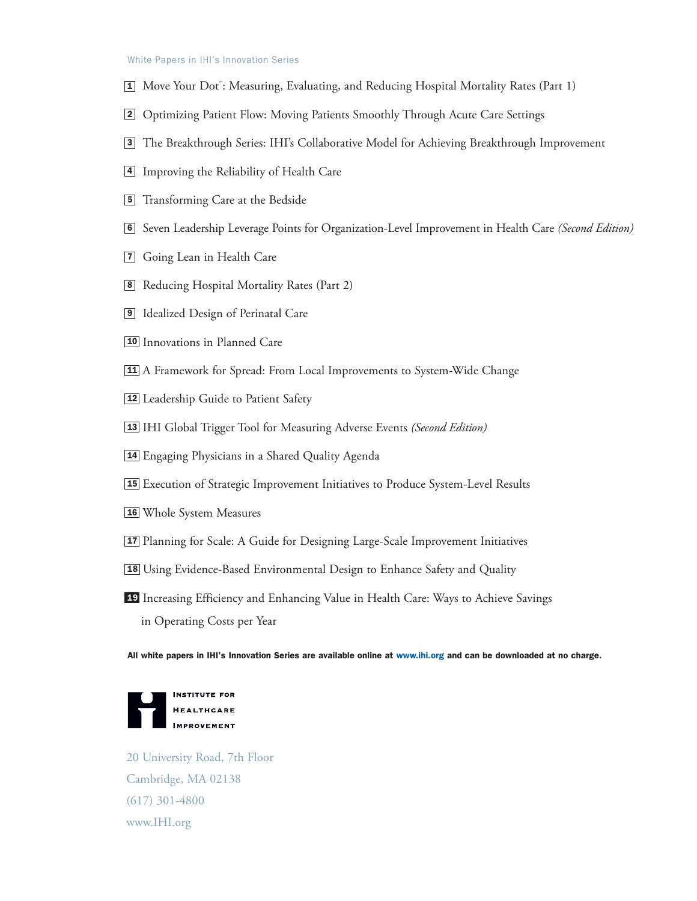White Papers in IHI's Innovation Series

1. Move Your Dot™: Measuring, Evaluating, and Reducing Hospital Mortality Rates (Part 1)
2. Optimizing Patient Flow: Moving Patients Smoothly Through Acute Care Settings
3. The Breakthrough Series: IHI's Collaborative Model for Achieving Breakthrough Improvement
4. Improving the Reliability of Health Care
5. Transforming Care at the Bedside
6. Seven Leadership Leverage Points for Organization-Level Improvement in Health Care *(Second Edition)*
7. Going Lean in Health Care
8. Reducing Hospital Mortality Rates (Part 2)
9. Idealized Design of Perinatal Care
10. Innovations in Planned Care
11. A Framework for Spread: From Local Improvements to System-Wide Change
12. Leadership Guide to Patient Safety
13. IHI Global Trigger Tool for Measuring Adverse Events *(Second Edition)*
14. Engaging Physicians in a Shared Quality Agenda
15. Execution of Strategic Improvement Initiatives to Produce System-Level Results
16. Whole System Measures
17. Planning for Scale: A Guide for Designing Large-Scale Improvement Initiatives
18. Using Evidence-Based Environmental Design to Enhance Safety and Quality
19. Increasing Efficiency and Enhancing Value in Health Care: Ways to Achieve Savings in Operating Costs per Year

**All white papers in IHI's Innovation Series are available online at www.ihi.org and can be downloaded at no charge.**

Institute for Healthcare Improvement

20 University Road, 7th Floor
Cambridge, MA 02138
(617) 301-4800
www.IHI.org